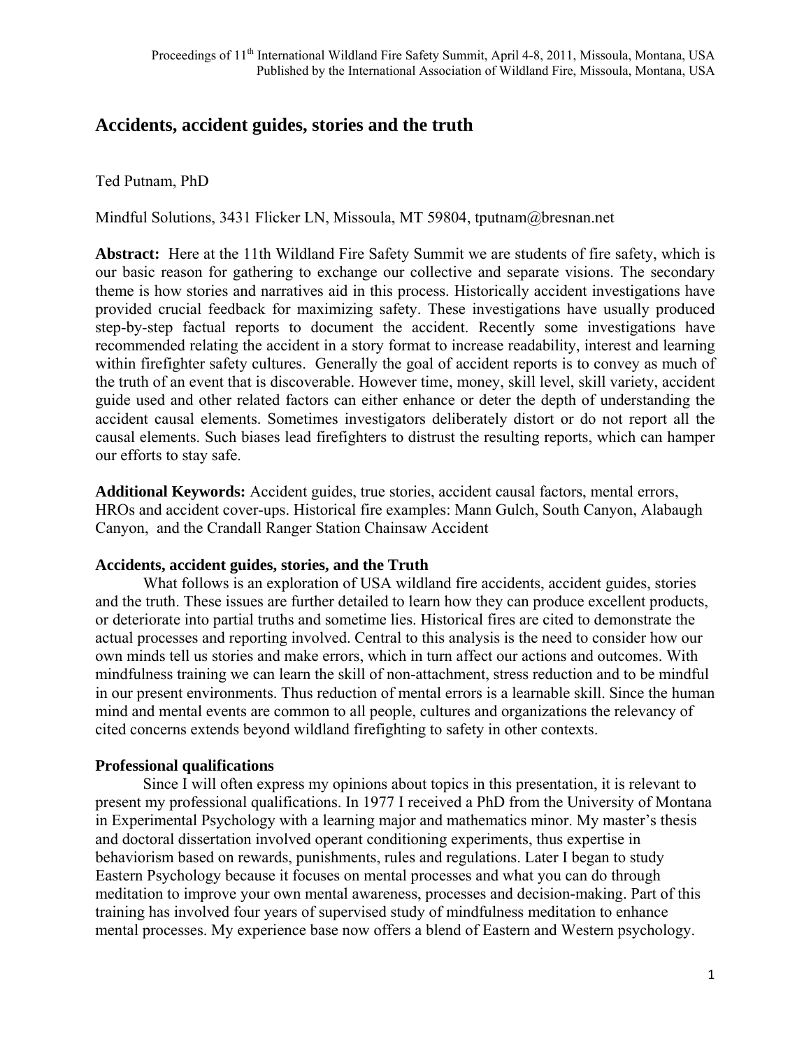# Accidents, accident guides, stories and the truth

Ted Putnam, PhD

Mindful Solutions, 3431 Flicker LN, Missoula, MT 59804, tputnam@bresnan.net

**Abstract:** Here at the 11th Wildland Fire Safety Summit we are students of fire safety, which is our basic reason for gathering to exchange our collective and separate visions. The secondary theme is how stories and narratives aid in this process. Historically accident investigations have provided crucial feedback for maximizing safety. These investigations have usually produced step-by-step factual reports to document the accident. Recently some investigations have recommended relating the accident in a story format to increase readability, interest and learning within firefighter safety cultures. Generally the goal of accident reports is to convey as much of the truth of an event that is discoverable. However time, money, skill level, skill variety, accident guide used and other related factors can either enhance or deter the depth of understanding the accident causal elements. Sometimes investigators deliberately distort or do not report all the causal elements. Such biases lead firefighters to distrust the resulting reports, which can hamper our efforts to stay safe.

**Additional Keywords:** Accident guides, true stories, accident causal factors, mental errors, HROs and accident cover-ups. Historical fire examples: Mann Gulch, South Canyon, Alabaugh Canyon, and the Crandall Ranger Station Chainsaw Accident

## Accidents, accident guides, stories, and the Truth

What follows is an exploration of USA wildland fire accidents, accident guides, stories and the truth. These issues are further detailed to learn how they can produce excellent products, or deteriorate into partial truths and sometime lies. Historical fires are cited to demonstrate the actual processes and reporting involved. Central to this analysis is the need to consider how our own minds tell us stories and make errors, which in turn affect our actions and outcomes. With mindfulness training we can learn the skill of non-attachment, stress reduction and to be mindful in our present environments. Thus reduction of mental errors is a learnable skill. Since the human mind and mental events are common to all people, cultures and organizations the relevancy of cited concerns extends beyond wildland firefighting to safety in other contexts.

## Professional qualifications

Since I will often express my opinions about topics in this presentation, it is relevant to present my professional qualifications. In 1977 I received a PhD from the University of Montana in Experimental Psychology with a learning major and mathematics minor. My master's thesis and doctoral dissertation involved operant conditioning experiments, thus expertise in behaviorism based on rewards, punishments, rules and regulations. Later I began to study Eastern Psychology because it focuses on mental processes and what you can do through meditation to improve your own mental awareness, processes and decision-making. Part of this training has involved four years of supervised study of mindfulness meditation to enhance mental processes. My experience base now offers a blend of Eastern and Western psychology.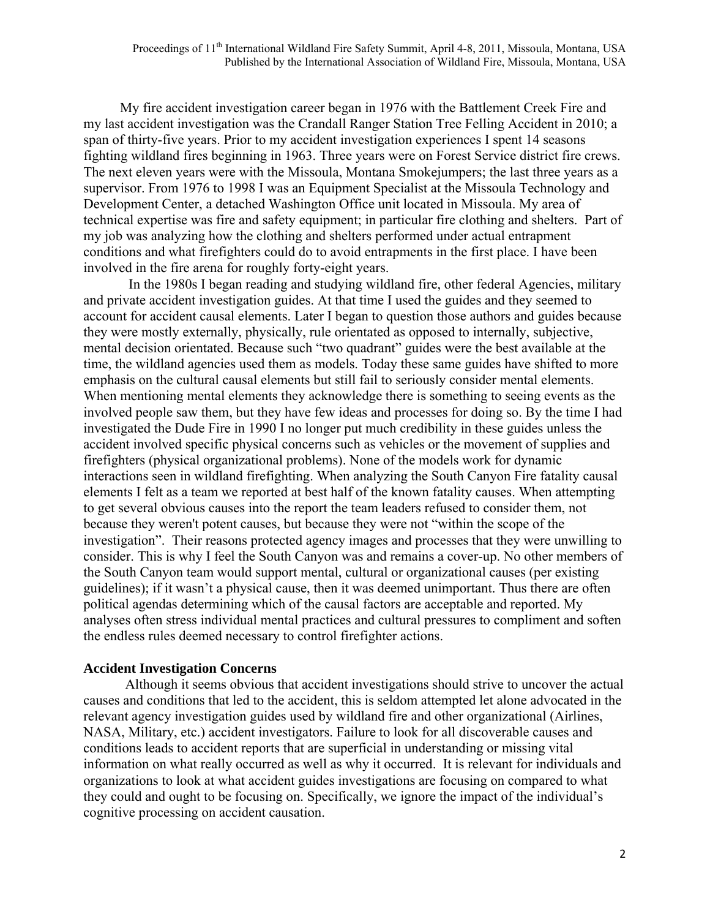My fire accident investigation career began in 1976 with the Battlement Creek Fire and my last accident investigation was the Crandall Ranger Station Tree Felling Accident in 2010; a span of thirty-five years. Prior to my accident investigation experiences I spent 14 seasons fighting wildland fires beginning in 1963. Three years were on Forest Service district fire crews. The next eleven years were with the Missoula, Montana Smokejumpers; the last three years as a supervisor. From 1976 to 1998 I was an Equipment Specialist at the Missoula Technology and Development Center, a detached Washington Office unit located in Missoula. My area of technical expertise was fire and safety equipment; in particular fire clothing and shelters. Part of my job was analyzing how the clothing and shelters performed under actual entrapment conditions and what firefighters could do to avoid entrapments in the first place. I have been involved in the fire arena for roughly forty-eight years.

In the 1980s I began reading and studying wildland fire, other federal Agencies, military and private accident investigation guides. At that time I used the guides and they seemed to account for accident causal elements. Later I began to question those authors and guides because they were mostly externally, physically, rule orientated as opposed to internally, subjective, mental decision orientated. Because such "two quadrant" guides were the best available at the time, the wildland agencies used them as models. Today these same guides have shifted to more emphasis on the cultural causal elements but still fail to seriously consider mental elements. When mentioning mental elements they acknowledge there is something to seeing events as the involved people saw them, but they have few ideas and processes for doing so. By the time I had investigated the Dude Fire in 1990 I no longer put much credibility in these guides unless the accident involved specific physical concerns such as vehicles or the movement of supplies and firefighters (physical organizational problems). None of the models work for dynamic interactions seen in wildland firefighting. When analyzing the South Canyon Fire fatality causal elements I felt as a team we reported at best half of the known fatality causes. When attempting to get several obvious causes into the report the team leaders refused to consider them, not because they weren't potent causes, but because they were not "within the scope of the investigation". Their reasons protected agency images and processes that they were unwilling to consider. This is why I feel the South Canyon was and remains a cover-up. No other members of the South Canyon team would support mental, cultural or organizational causes (per existing guidelines); if it wasn't a physical cause, then it was deemed unimportant. Thus there are often political agendas determining which of the causal factors are acceptable and reported. My analyses often stress individual mental practices and cultural pressures to compliment and soften the endless rules deemed necessary to control firefighter actions.

## Accident Investigation Concerns

Although it seems obvious that accident investigations should strive to uncover the actual causes and conditions that led to the accident, this is seldom attempted let alone advocated in the relevant agency investigation guides used by wildland fire and other organizational (Airlines, NASA, Military, etc.) accident investigators. Failure to look for all discoverable causes and conditions leads to accident reports that are superficial in understanding or missing vital information on what really occurred as well as why it occurred. It is relevant for individuals and organizations to look at what accident guides investigations are focusing on compared to what they could and ought to be focusing on. Specifically, we ignore the impact of the individual's cognitive processing on accident causation.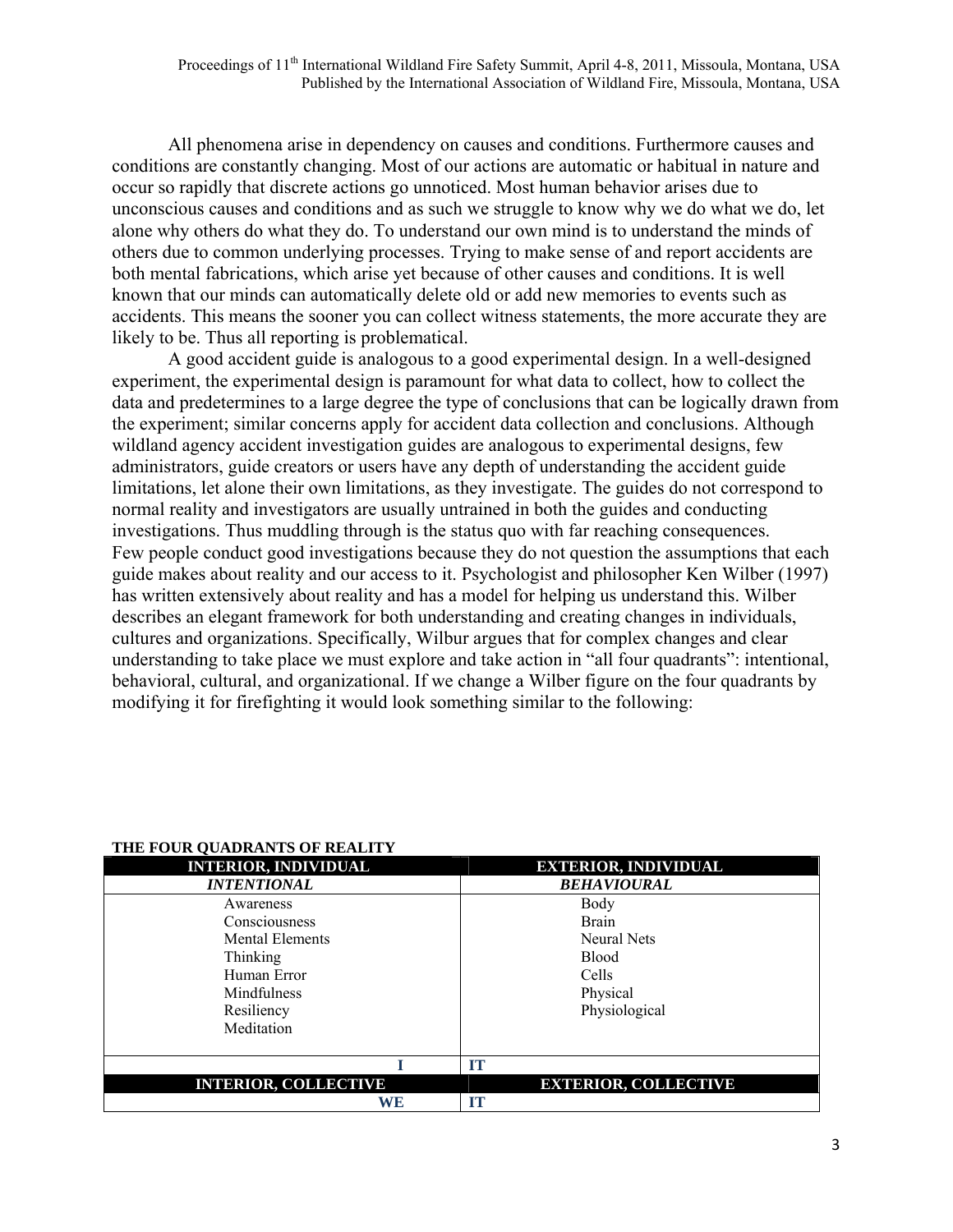All phenomena arise in dependency on causes and conditions. Furthermore causes and conditions are constantly changing. Most of our actions are automatic or habitual in nature and occur so rapidly that discrete actions go unnoticed. Most human behavior arises due to unconscious causes and conditions and as such we struggle to know why we do what we do, let alone why others do what they do. To understand our own mind is to understand the minds of others due to common underlying processes. Trying to make sense of and report accidents are both mental fabrications, which arise yet because of other causes and conditions. It is well known that our minds can automatically delete old or add new memories to events such as accidents. This means the sooner you can collect witness statements, the more accurate they are likely to be. Thus all reporting is problematical.

A good accident guide is analogous to a good experimental design. In a well-designed experiment, the experimental design is paramount for what data to collect, how to collect the data and predetermines to a large degree the type of conclusions that can be logically drawn from the experiment; similar concerns apply for accident data collection and conclusions. Although wildland agency accident investigation guides are analogous to experimental designs, few administrators, guide creators or users have any depth of understanding the accident guide limitations, let alone their own limitations, as they investigate. The guides do not correspond to normal reality and investigators are usually untrained in both the guides and conducting investigations. Thus muddling through is the status quo with far reaching consequences.
Few people conduct good investigations because they do not question the assumptions that each guide makes about reality and our access to it. Psychologist and philosopher Ken Wilber (1997) has written extensively about reality and has a model for helping us understand this. Wilber describes an elegant framework for both understanding and creating changes in individuals, cultures and organizations. Specifically, Wilbur argues that for complex changes and clear understanding to take place we must explore and take action in "all four quadrants": intentional, behavioral, cultural, and organizational. If we change a Wilber figure on the four quadrants by modifying it for firefighting it would look something similar to the following:

**THE FOUR QUADRANTS OF REALITY**

| INTERIOR, INDIVIDUAL | EXTERIOR, INDIVIDUAL |
|---|---|
| ***INTENTIONAL*** | ***BEHAVIOURAL*** |
| Awareness<br>Consciousness<br>Mental Elements<br>Thinking<br>Human Error<br>Mindfulness<br>Resiliency<br>Meditation | Body<br>Brain<br>Neural Nets<br>Blood<br>Cells<br>Physical<br>Physiological |
| **I** | **IT** |
| **INTERIOR, COLLECTIVE** | **EXTERIOR, COLLECTIVE** |
| **WE** | **IT** |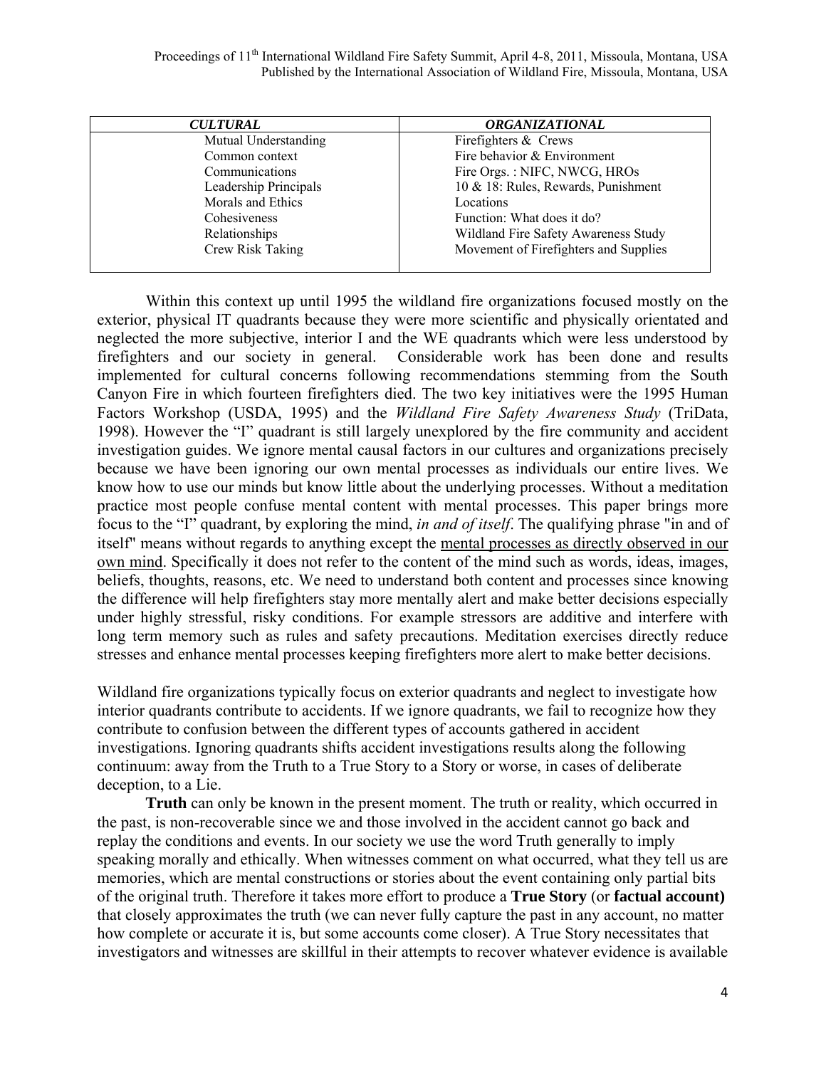| *CULTURAL* | *ORGANIZATIONAL* |
|---|---|
| Mutual Understanding | Firefighters & Crews |
| Common context | Fire behavior & Environment |
| Communications | Fire Orgs. : NIFC, NWCG, HROs |
| Leadership Principals | 10 & 18: Rules, Rewards, Punishment |
| Morals and Ethics | Locations |
| Cohesiveness | Function: What does it do? |
| Relationships | Wildland Fire Safety Awareness Study |
| Crew Risk Taking | Movement of Firefighters and Supplies |

Within this context up until 1995 the wildland fire organizations focused mostly on the exterior, physical IT quadrants because they were more scientific and physically orientated and neglected the more subjective, interior I and the WE quadrants which were less understood by firefighters and our society in general. Considerable work has been done and results implemented for cultural concerns following recommendations stemming from the South Canyon Fire in which fourteen firefighters died. The two key initiatives were the 1995 Human Factors Workshop (USDA, 1995) and the *Wildland Fire Safety Awareness Study* (TriData, 1998). However the "I" quadrant is still largely unexplored by the fire community and accident investigation guides. We ignore mental causal factors in our cultures and organizations precisely because we have been ignoring our own mental processes as individuals our entire lives. We know how to use our minds but know little about the underlying processes. Without a meditation practice most people confuse mental content with mental processes. This paper brings more focus to the "I" quadrant, by exploring the mind, *in and of itself*. The qualifying phrase "in and of itself" means without regards to anything except the mental processes as directly observed in our own mind. Specifically it does not refer to the content of the mind such as words, ideas, images, beliefs, thoughts, reasons, etc. We need to understand both content and processes since knowing the difference will help firefighters stay more mentally alert and make better decisions especially under highly stressful, risky conditions. For example stressors are additive and interfere with long term memory such as rules and safety precautions. Meditation exercises directly reduce stresses and enhance mental processes keeping firefighters more alert to make better decisions.

Wildland fire organizations typically focus on exterior quadrants and neglect to investigate how interior quadrants contribute to accidents. If we ignore quadrants, we fail to recognize how they contribute to confusion between the different types of accounts gathered in accident investigations. Ignoring quadrants shifts accident investigations results along the following continuum: away from the Truth to a True Story to a Story or worse, in cases of deliberate deception, to a Lie.

**Truth** can only be known in the present moment. The truth or reality, which occurred in the past, is non-recoverable since we and those involved in the accident cannot go back and replay the conditions and events. In our society we use the word Truth generally to imply speaking morally and ethically. When witnesses comment on what occurred, what they tell us are memories, which are mental constructions or stories about the event containing only partial bits of the original truth. Therefore it takes more effort to produce a **True Story** (or **factual account)** that closely approximates the truth (we can never fully capture the past in any account, no matter how complete or accurate it is, but some accounts come closer). A True Story necessitates that investigators and witnesses are skillful in their attempts to recover whatever evidence is available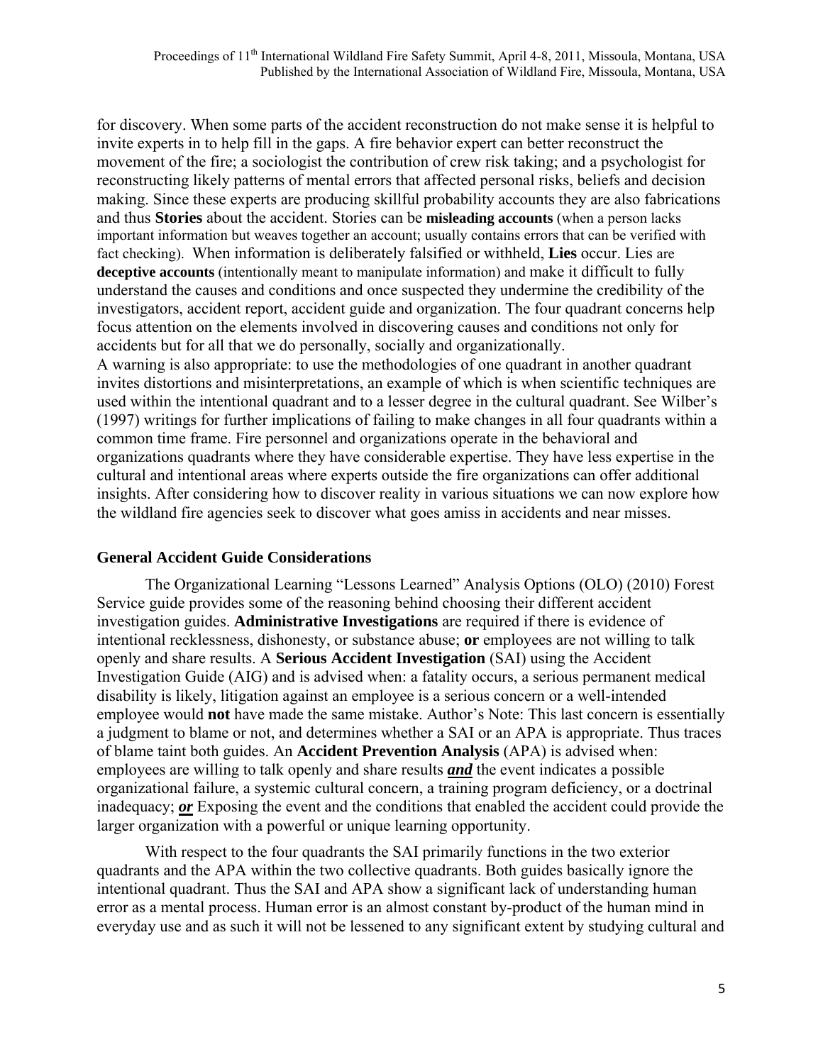for discovery. When some parts of the accident reconstruction do not make sense it is helpful to invite experts in to help fill in the gaps. A fire behavior expert can better reconstruct the movement of the fire; a sociologist the contribution of crew risk taking; and a psychologist for reconstructing likely patterns of mental errors that affected personal risks, beliefs and decision making. Since these experts are producing skillful probability accounts they are also fabrications and thus **Stories** about the accident. Stories can be **misleading accounts** (when a person lacks important information but weaves together an account; usually contains errors that can be verified with fact checking). When information is deliberately falsified or withheld, **Lies** occur. Lies are **deceptive accounts** (intentionally meant to manipulate information) and make it difficult to fully understand the causes and conditions and once suspected they undermine the credibility of the investigators, accident report, accident guide and organization. The four quadrant concerns help focus attention on the elements involved in discovering causes and conditions not only for accidents but for all that we do personally, socially and organizationally.

A warning is also appropriate: to use the methodologies of one quadrant in another quadrant invites distortions and misinterpretations, an example of which is when scientific techniques are used within the intentional quadrant and to a lesser degree in the cultural quadrant. See Wilber's (1997) writings for further implications of failing to make changes in all four quadrants within a common time frame. Fire personnel and organizations operate in the behavioral and organizations quadrants where they have considerable expertise. They have less expertise in the cultural and intentional areas where experts outside the fire organizations can offer additional insights. After considering how to discover reality in various situations we can now explore how the wildland fire agencies seek to discover what goes amiss in accidents and near misses.

## General Accident Guide Considerations

The Organizational Learning "Lessons Learned" Analysis Options (OLO) (2010) Forest Service guide provides some of the reasoning behind choosing their different accident investigation guides. **Administrative Investigations** are required if there is evidence of intentional recklessness, dishonesty, or substance abuse; **or** employees are not willing to talk openly and share results. A **Serious Accident Investigation** (SAI) using the Accident Investigation Guide (AIG) and is advised when: a fatality occurs, a serious permanent medical disability is likely, litigation against an employee is a serious concern or a well-intended employee would **not** have made the same mistake. Author's Note: This last concern is essentially a judgment to blame or not, and determines whether a SAI or an APA is appropriate. Thus traces of blame taint both guides. An **Accident Prevention Analysis** (APA) is advised when: employees are willing to talk openly and share results ***and*** the event indicates a possible organizational failure, a systemic cultural concern, a training program deficiency, or a doctrinal inadequacy; ***or*** Exposing the event and the conditions that enabled the accident could provide the larger organization with a powerful or unique learning opportunity.

With respect to the four quadrants the SAI primarily functions in the two exterior quadrants and the APA within the two collective quadrants. Both guides basically ignore the intentional quadrant. Thus the SAI and APA show a significant lack of understanding human error as a mental process. Human error is an almost constant by-product of the human mind in everyday use and as such it will not be lessened to any significant extent by studying cultural and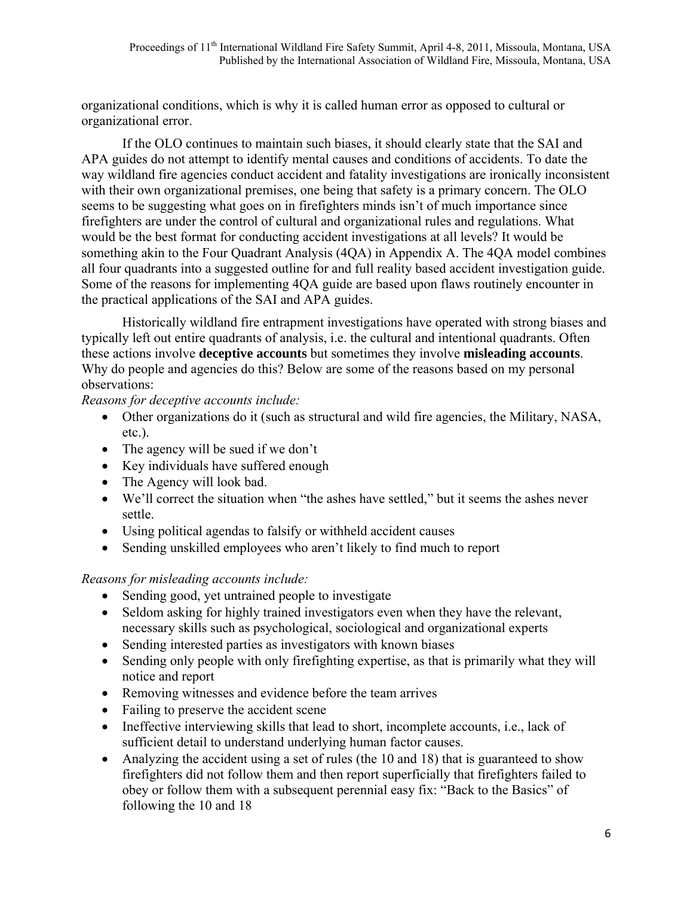organizational conditions, which is why it is called human error as opposed to cultural or organizational error.

If the OLO continues to maintain such biases, it should clearly state that the SAI and APA guides do not attempt to identify mental causes and conditions of accidents. To date the way wildland fire agencies conduct accident and fatality investigations are ironically inconsistent with their own organizational premises, one being that safety is a primary concern. The OLO seems to be suggesting what goes on in firefighters minds isn't of much importance since firefighters are under the control of cultural and organizational rules and regulations. What would be the best format for conducting accident investigations at all levels? It would be something akin to the Four Quadrant Analysis (4QA) in Appendix A. The 4QA model combines all four quadrants into a suggested outline for and full reality based accident investigation guide. Some of the reasons for implementing 4QA guide are based upon flaws routinely encounter in the practical applications of the SAI and APA guides.

Historically wildland fire entrapment investigations have operated with strong biases and typically left out entire quadrants of analysis, i.e. the cultural and intentional quadrants. Often these actions involve **deceptive accounts** but sometimes they involve **misleading accounts**. Why do people and agencies do this? Below are some of the reasons based on my personal observations:

*Reasons for deceptive accounts include:*

- Other organizations do it (such as structural and wild fire agencies, the Military, NASA, etc.).
- The agency will be sued if we don't
- Key individuals have suffered enough
- The Agency will look bad.
- We'll correct the situation when "the ashes have settled," but it seems the ashes never settle.
- Using political agendas to falsify or withheld accident causes
- Sending unskilled employees who aren't likely to find much to report

*Reasons for misleading accounts include:*

- Sending good, yet untrained people to investigate
- Seldom asking for highly trained investigators even when they have the relevant, necessary skills such as psychological, sociological and organizational experts
- Sending interested parties as investigators with known biases
- Sending only people with only firefighting expertise, as that is primarily what they will notice and report
- Removing witnesses and evidence before the team arrives
- Failing to preserve the accident scene
- Ineffective interviewing skills that lead to short, incomplete accounts, i.e., lack of sufficient detail to understand underlying human factor causes.
- Analyzing the accident using a set of rules (the 10 and 18) that is guaranteed to show firefighters did not follow them and then report superficially that firefighters failed to obey or follow them with a subsequent perennial easy fix: "Back to the Basics" of following the 10 and 18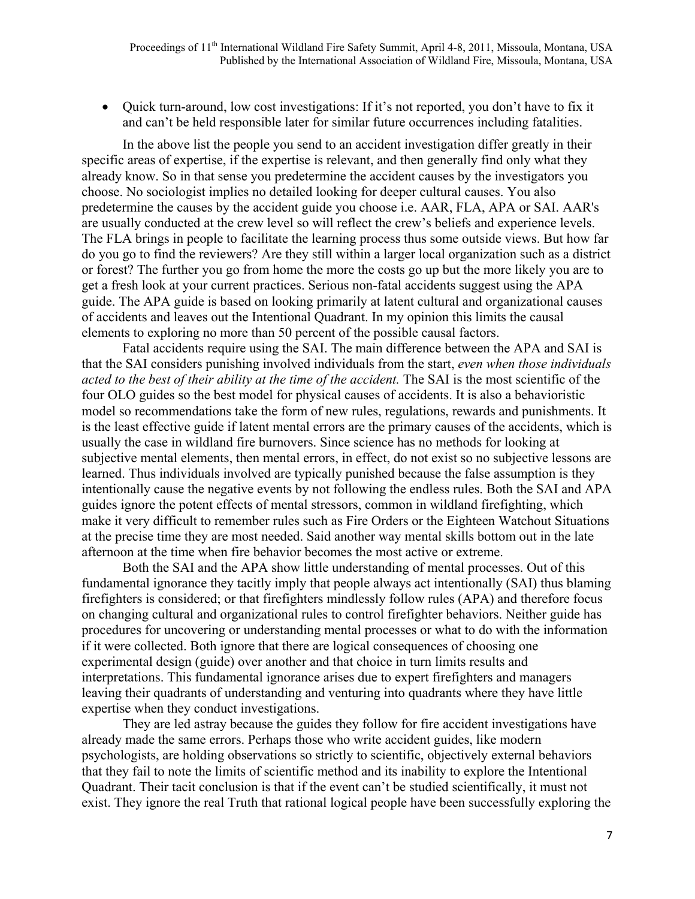- Quick turn-around, low cost investigations: If it's not reported, you don't have to fix it and can't be held responsible later for similar future occurrences including fatalities.

In the above list the people you send to an accident investigation differ greatly in their specific areas of expertise, if the expertise is relevant, and then generally find only what they already know. So in that sense you predetermine the accident causes by the investigators you choose. No sociologist implies no detailed looking for deeper cultural causes. You also predetermine the causes by the accident guide you choose i.e. AAR, FLA, APA or SAI. AAR's are usually conducted at the crew level so will reflect the crew's beliefs and experience levels. The FLA brings in people to facilitate the learning process thus some outside views. But how far do you go to find the reviewers? Are they still within a larger local organization such as a district or forest? The further you go from home the more the costs go up but the more likely you are to get a fresh look at your current practices. Serious non-fatal accidents suggest using the APA guide. The APA guide is based on looking primarily at latent cultural and organizational causes of accidents and leaves out the Intentional Quadrant. In my opinion this limits the causal elements to exploring no more than 50 percent of the possible causal factors.

Fatal accidents require using the SAI. The main difference between the APA and SAI is that the SAI considers punishing involved individuals from the start, *even when those individuals acted to the best of their ability at the time of the accident.* The SAI is the most scientific of the four OLO guides so the best model for physical causes of accidents. It is also a behavioristic model so recommendations take the form of new rules, regulations, rewards and punishments. It is the least effective guide if latent mental errors are the primary causes of the accidents, which is usually the case in wildland fire burnovers. Since science has no methods for looking at subjective mental elements, then mental errors, in effect, do not exist so no subjective lessons are learned. Thus individuals involved are typically punished because the false assumption is they intentionally cause the negative events by not following the endless rules. Both the SAI and APA guides ignore the potent effects of mental stressors, common in wildland firefighting, which make it very difficult to remember rules such as Fire Orders or the Eighteen Watchout Situations at the precise time they are most needed. Said another way mental skills bottom out in the late afternoon at the time when fire behavior becomes the most active or extreme.

Both the SAI and the APA show little understanding of mental processes. Out of this fundamental ignorance they tacitly imply that people always act intentionally (SAI) thus blaming firefighters is considered; or that firefighters mindlessly follow rules (APA) and therefore focus on changing cultural and organizational rules to control firefighter behaviors. Neither guide has procedures for uncovering or understanding mental processes or what to do with the information if it were collected. Both ignore that there are logical consequences of choosing one experimental design (guide) over another and that choice in turn limits results and interpretations. This fundamental ignorance arises due to expert firefighters and managers leaving their quadrants of understanding and venturing into quadrants where they have little expertise when they conduct investigations.

They are led astray because the guides they follow for fire accident investigations have already made the same errors. Perhaps those who write accident guides, like modern psychologists, are holding observations so strictly to scientific, objectively external behaviors that they fail to note the limits of scientific method and its inability to explore the Intentional Quadrant. Their tacit conclusion is that if the event can't be studied scientifically, it must not exist. They ignore the real Truth that rational logical people have been successfully exploring the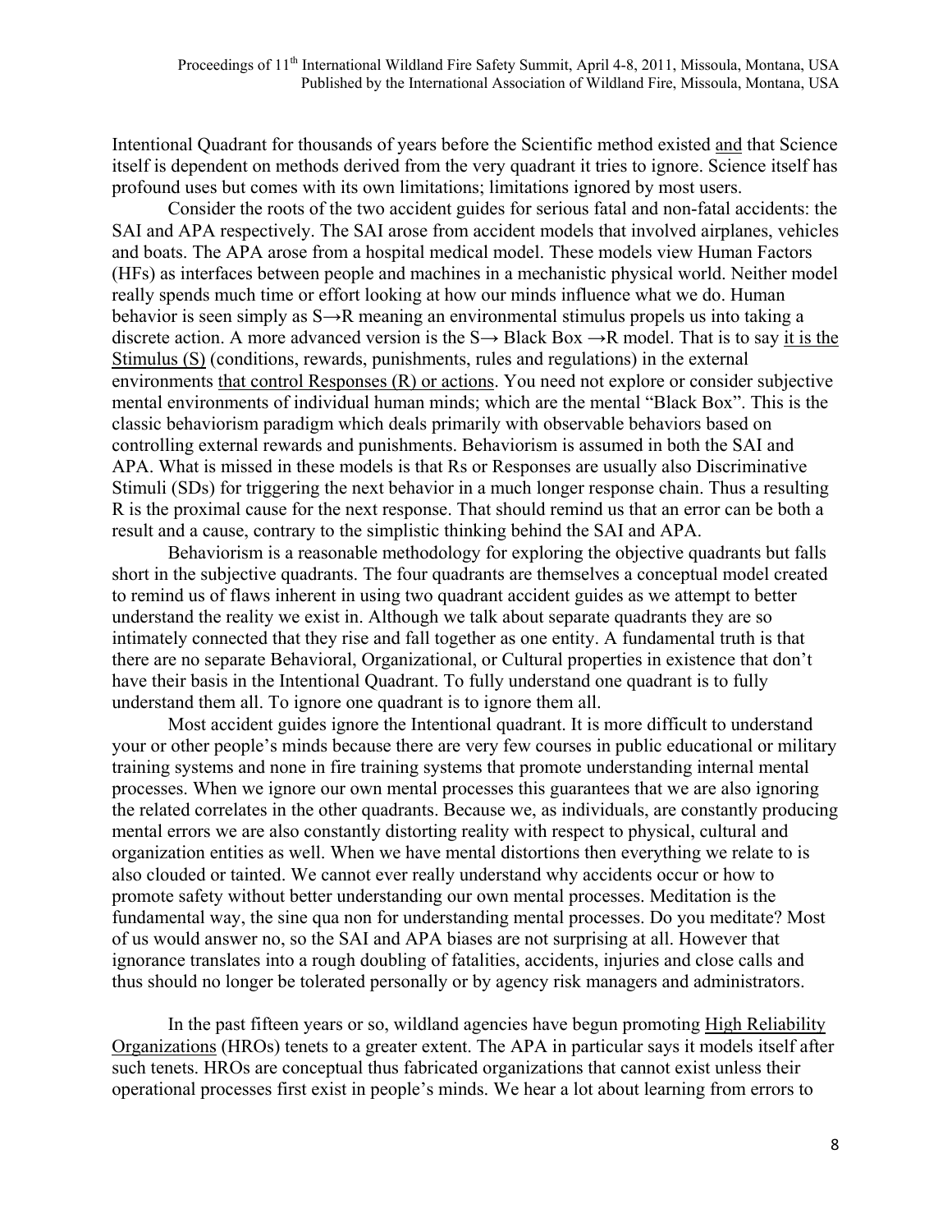Intentional Quadrant for thousands of years before the Scientific method existed <u>and</u> that Science itself is dependent on methods derived from the very quadrant it tries to ignore. Science itself has profound uses but comes with its own limitations; limitations ignored by most users.

Consider the roots of the two accident guides for serious fatal and non-fatal accidents: the SAI and APA respectively. The SAI arose from accident models that involved airplanes, vehicles and boats. The APA arose from a hospital medical model. These models view Human Factors (HFs) as interfaces between people and machines in a mechanistic physical world. Neither model really spends much time or effort looking at how our minds influence what we do. Human behavior is seen simply as S→R meaning an environmental stimulus propels us into taking a discrete action. A more advanced version is the S→ Black Box →R model. That is to say <u>it is the Stimulus (S)</u> (conditions, rewards, punishments, rules and regulations) in the external environments <u>that control Responses (R) or actions</u>. You need not explore or consider subjective mental environments of individual human minds; which are the mental "Black Box". This is the classic behaviorism paradigm which deals primarily with observable behaviors based on controlling external rewards and punishments. Behaviorism is assumed in both the SAI and APA. What is missed in these models is that Rs or Responses are usually also Discriminative Stimuli (SDs) for triggering the next behavior in a much longer response chain. Thus a resulting R is the proximal cause for the next response. That should remind us that an error can be both a result and a cause, contrary to the simplistic thinking behind the SAI and APA.

Behaviorism is a reasonable methodology for exploring the objective quadrants but falls short in the subjective quadrants. The four quadrants are themselves a conceptual model created to remind us of flaws inherent in using two quadrant accident guides as we attempt to better understand the reality we exist in. Although we talk about separate quadrants they are so intimately connected that they rise and fall together as one entity. A fundamental truth is that there are no separate Behavioral, Organizational, or Cultural properties in existence that don't have their basis in the Intentional Quadrant. To fully understand one quadrant is to fully understand them all. To ignore one quadrant is to ignore them all.

Most accident guides ignore the Intentional quadrant. It is more difficult to understand your or other people's minds because there are very few courses in public educational or military training systems and none in fire training systems that promote understanding internal mental processes. When we ignore our own mental processes this guarantees that we are also ignoring the related correlates in the other quadrants. Because we, as individuals, are constantly producing mental errors we are also constantly distorting reality with respect to physical, cultural and organization entities as well. When we have mental distortions then everything we relate to is also clouded or tainted. We cannot ever really understand why accidents occur or how to promote safety without better understanding our own mental processes. Meditation is the fundamental way, the sine qua non for understanding mental processes. Do you meditate? Most of us would answer no, so the SAI and APA biases are not surprising at all. However that ignorance translates into a rough doubling of fatalities, accidents, injuries and close calls and thus should no longer be tolerated personally or by agency risk managers and administrators.

In the past fifteen years or so, wildland agencies have begun promoting <u>High Reliability Organizations</u> (HROs) tenets to a greater extent. The APA in particular says it models itself after such tenets. HROs are conceptual thus fabricated organizations that cannot exist unless their operational processes first exist in people's minds. We hear a lot about learning from errors to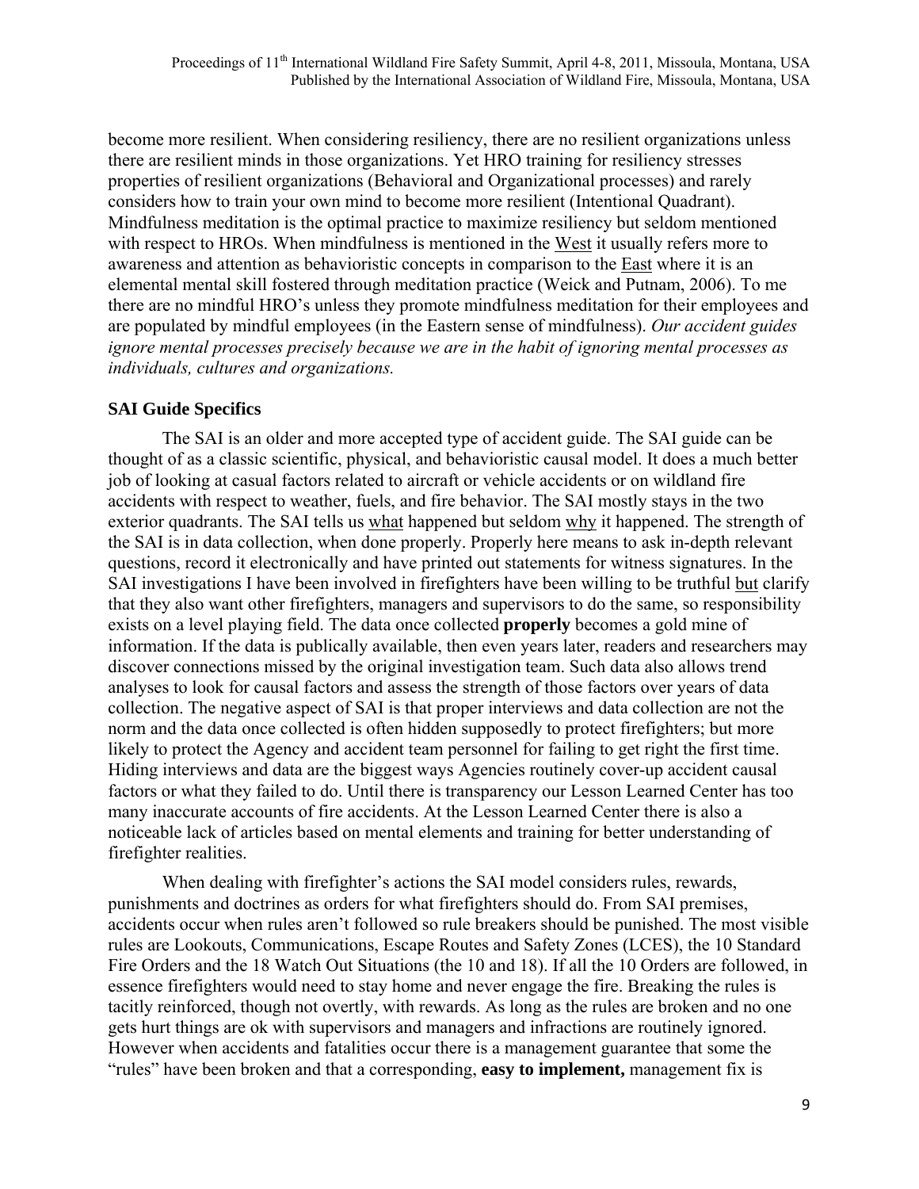become more resilient. When considering resiliency, there are no resilient organizations unless there are resilient minds in those organizations. Yet HRO training for resiliency stresses properties of resilient organizations (Behavioral and Organizational processes) and rarely considers how to train your own mind to become more resilient (Intentional Quadrant). Mindfulness meditation is the optimal practice to maximize resiliency but seldom mentioned with respect to HROs. When mindfulness is mentioned in the West it usually refers more to awareness and attention as behavioristic concepts in comparison to the East where it is an elemental mental skill fostered through meditation practice (Weick and Putnam, 2006). To me there are no mindful HRO's unless they promote mindfulness meditation for their employees and are populated by mindful employees (in the Eastern sense of mindfulness). *Our accident guides ignore mental processes precisely because we are in the habit of ignoring mental processes as individuals, cultures and organizations.*

**SAI Guide Specifics**

The SAI is an older and more accepted type of accident guide. The SAI guide can be thought of as a classic scientific, physical, and behavioristic causal model. It does a much better job of looking at casual factors related to aircraft or vehicle accidents or on wildland fire accidents with respect to weather, fuels, and fire behavior. The SAI mostly stays in the two exterior quadrants. The SAI tells us what happened but seldom why it happened. The strength of the SAI is in data collection, when done properly. Properly here means to ask in-depth relevant questions, record it electronically and have printed out statements for witness signatures. In the SAI investigations I have been involved in firefighters have been willing to be truthful but clarify that they also want other firefighters, managers and supervisors to do the same, so responsibility exists on a level playing field. The data once collected **properly** becomes a gold mine of information. If the data is publically available, then even years later, readers and researchers may discover connections missed by the original investigation team. Such data also allows trend analyses to look for causal factors and assess the strength of those factors over years of data collection. The negative aspect of SAI is that proper interviews and data collection are not the norm and the data once collected is often hidden supposedly to protect firefighters; but more likely to protect the Agency and accident team personnel for failing to get right the first time. Hiding interviews and data are the biggest ways Agencies routinely cover-up accident causal factors or what they failed to do. Until there is transparency our Lesson Learned Center has too many inaccurate accounts of fire accidents. At the Lesson Learned Center there is also a noticeable lack of articles based on mental elements and training for better understanding of firefighter realities.

When dealing with firefighter's actions the SAI model considers rules, rewards, punishments and doctrines as orders for what firefighters should do. From SAI premises, accidents occur when rules aren't followed so rule breakers should be punished. The most visible rules are Lookouts, Communications, Escape Routes and Safety Zones (LCES), the 10 Standard Fire Orders and the 18 Watch Out Situations (the 10 and 18). If all the 10 Orders are followed, in essence firefighters would need to stay home and never engage the fire. Breaking the rules is tacitly reinforced, though not overtly, with rewards. As long as the rules are broken and no one gets hurt things are ok with supervisors and managers and infractions are routinely ignored. However when accidents and fatalities occur there is a management guarantee that some the "rules" have been broken and that a corresponding, **easy to implement,** management fix is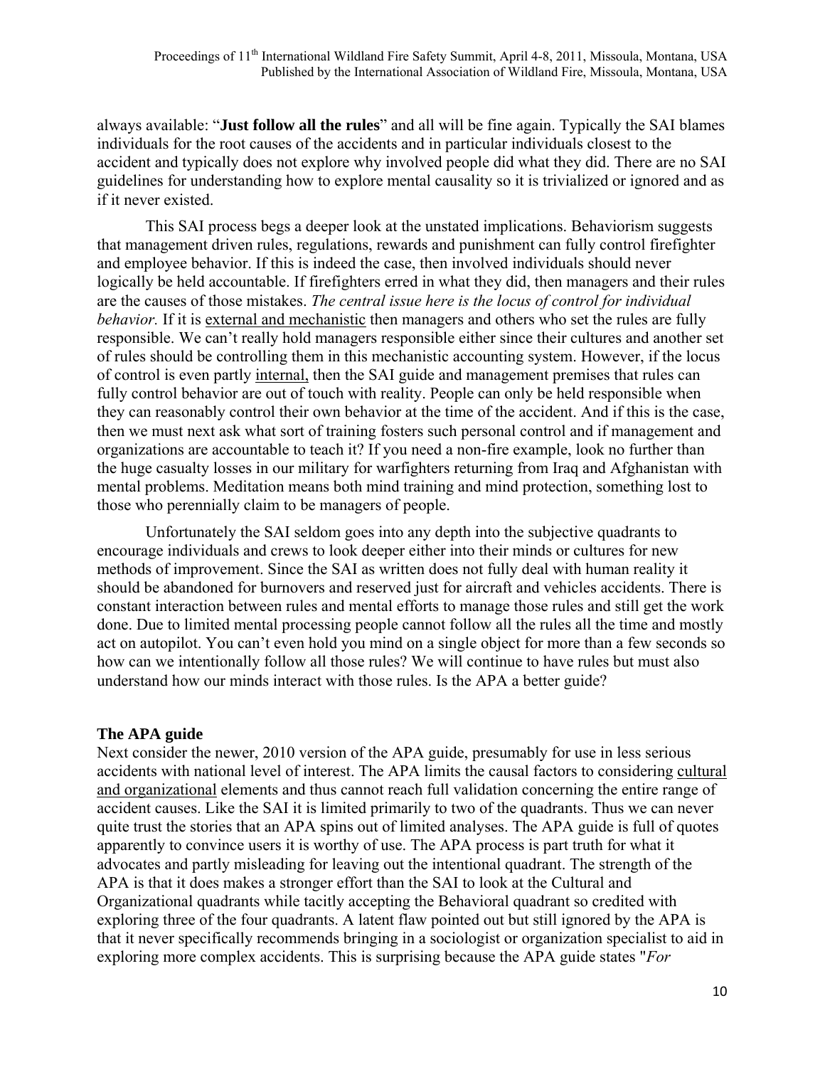always available: "**Just follow all the rules**" and all will be fine again. Typically the SAI blames individuals for the root causes of the accidents and in particular individuals closest to the accident and typically does not explore why involved people did what they did. There are no SAI guidelines for understanding how to explore mental causality so it is trivialized or ignored and as if it never existed.

This SAI process begs a deeper look at the unstated implications. Behaviorism suggests that management driven rules, regulations, rewards and punishment can fully control firefighter and employee behavior. If this is indeed the case, then involved individuals should never logically be held accountable. If firefighters erred in what they did, then managers and their rules are the causes of those mistakes. *The central issue here is the locus of control for individual behavior.* If it is <u>external and mechanistic</u> then managers and others who set the rules are fully responsible. We can't really hold managers responsible either since their cultures and another set of rules should be controlling them in this mechanistic accounting system. However, if the locus of control is even partly <u>internal,</u> then the SAI guide and management premises that rules can fully control behavior are out of touch with reality. People can only be held responsible when they can reasonably control their own behavior at the time of the accident. And if this is the case, then we must next ask what sort of training fosters such personal control and if management and organizations are accountable to teach it? If you need a non-fire example, look no further than the huge casualty losses in our military for warfighters returning from Iraq and Afghanistan with mental problems. Meditation means both mind training and mind protection, something lost to those who perennially claim to be managers of people.

Unfortunately the SAI seldom goes into any depth into the subjective quadrants to encourage individuals and crews to look deeper either into their minds or cultures for new methods of improvement. Since the SAI as written does not fully deal with human reality it should be abandoned for burnovers and reserved just for aircraft and vehicles accidents. There is constant interaction between rules and mental efforts to manage those rules and still get the work done. Due to limited mental processing people cannot follow all the rules all the time and mostly act on autopilot. You can't even hold you mind on a single object for more than a few seconds so how can we intentionally follow all those rules? We will continue to have rules but must also understand how our minds interact with those rules. Is the APA a better guide?

### The APA guide

Next consider the newer, 2010 version of the APA guide, presumably for use in less serious accidents with national level of interest. The APA limits the causal factors to considering <u>cultural and organizational</u> elements and thus cannot reach full validation concerning the entire range of accident causes. Like the SAI it is limited primarily to two of the quadrants. Thus we can never quite trust the stories that an APA spins out of limited analyses. The APA guide is full of quotes apparently to convince users it is worthy of use. The APA process is part truth for what it advocates and partly misleading for leaving out the intentional quadrant. The strength of the APA is that it does makes a stronger effort than the SAI to look at the Cultural and Organizational quadrants while tacitly accepting the Behavioral quadrant so credited with exploring three of the four quadrants. A latent flaw pointed out but still ignored by the APA is that it never specifically recommends bringing in a sociologist or organization specialist to aid in exploring more complex accidents. This is surprising because the APA guide states "*For*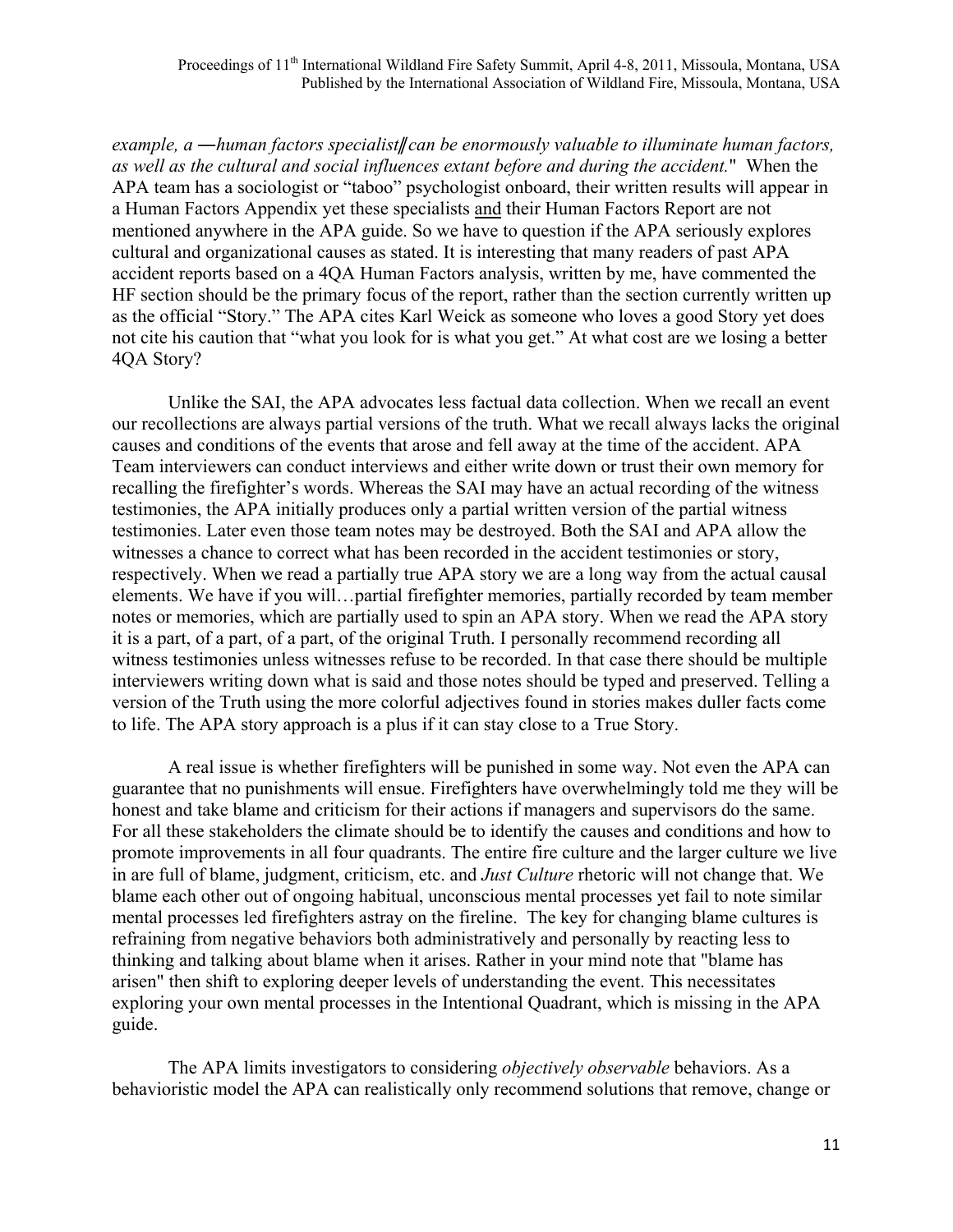*example, a ―human factors specialist‖ can be enormously valuable to illuminate human factors, as well as the cultural and social influences extant before and during the accident.*" When the APA team has a sociologist or "taboo" psychologist onboard, their written results will appear in a Human Factors Appendix yet these specialists and their Human Factors Report are not mentioned anywhere in the APA guide. So we have to question if the APA seriously explores cultural and organizational causes as stated. It is interesting that many readers of past APA accident reports based on a 4QA Human Factors analysis, written by me, have commented the HF section should be the primary focus of the report, rather than the section currently written up as the official "Story." The APA cites Karl Weick as someone who loves a good Story yet does not cite his caution that "what you look for is what you get." At what cost are we losing a better 4QA Story?

Unlike the SAI, the APA advocates less factual data collection. When we recall an event our recollections are always partial versions of the truth. What we recall always lacks the original causes and conditions of the events that arose and fell away at the time of the accident. APA Team interviewers can conduct interviews and either write down or trust their own memory for recalling the firefighter's words. Whereas the SAI may have an actual recording of the witness testimonies, the APA initially produces only a partial written version of the partial witness testimonies. Later even those team notes may be destroyed. Both the SAI and APA allow the witnesses a chance to correct what has been recorded in the accident testimonies or story, respectively. When we read a partially true APA story we are a long way from the actual causal elements. We have if you will…partial firefighter memories, partially recorded by team member notes or memories, which are partially used to spin an APA story. When we read the APA story it is a part, of a part, of a part, of the original Truth. I personally recommend recording all witness testimonies unless witnesses refuse to be recorded. In that case there should be multiple interviewers writing down what is said and those notes should be typed and preserved. Telling a version of the Truth using the more colorful adjectives found in stories makes duller facts come to life. The APA story approach is a plus if it can stay close to a True Story.

A real issue is whether firefighters will be punished in some way. Not even the APA can guarantee that no punishments will ensue. Firefighters have overwhelmingly told me they will be honest and take blame and criticism for their actions if managers and supervisors do the same. For all these stakeholders the climate should be to identify the causes and conditions and how to promote improvements in all four quadrants. The entire fire culture and the larger culture we live in are full of blame, judgment, criticism, etc. and *Just Culture* rhetoric will not change that. We blame each other out of ongoing habitual, unconscious mental processes yet fail to note similar mental processes led firefighters astray on the fireline. The key for changing blame cultures is refraining from negative behaviors both administratively and personally by reacting less to thinking and talking about blame when it arises. Rather in your mind note that "blame has arisen" then shift to exploring deeper levels of understanding the event. This necessitates exploring your own mental processes in the Intentional Quadrant, which is missing in the APA guide.

The APA limits investigators to considering *objectively observable* behaviors. As a behavioristic model the APA can realistically only recommend solutions that remove, change or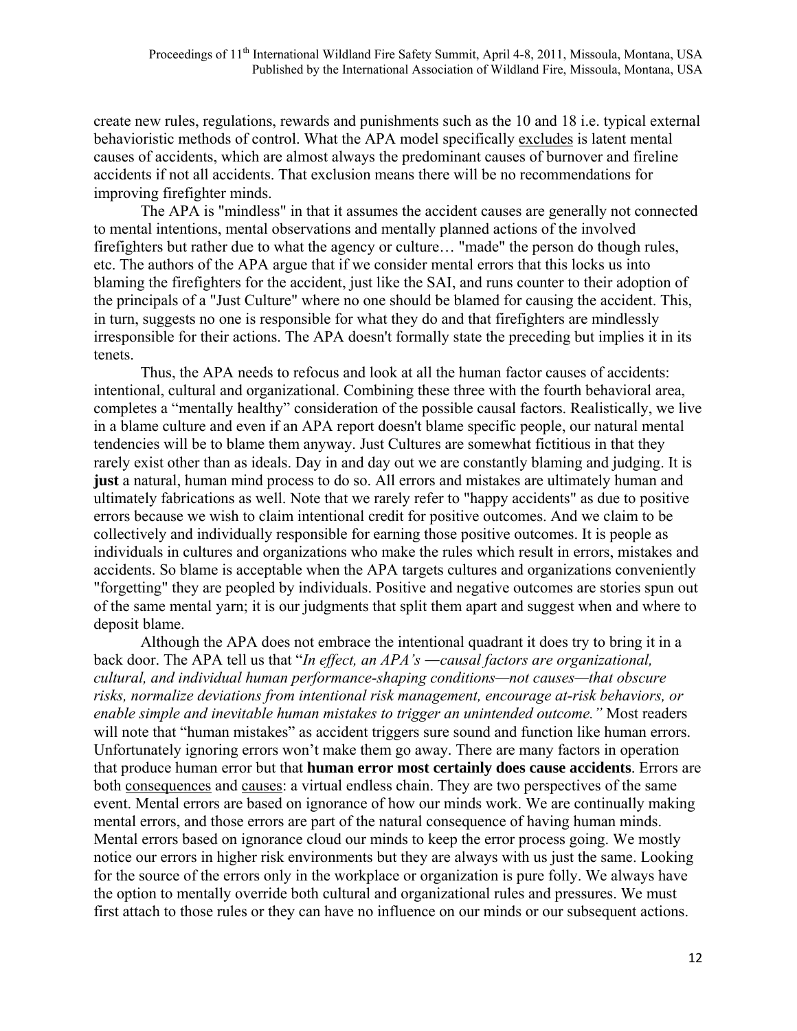create new rules, regulations, rewards and punishments such as the 10 and 18 i.e. typical external behavioristic methods of control. What the APA model specifically <u>excludes</u> is latent mental causes of accidents, which are almost always the predominant causes of burnover and fireline accidents if not all accidents. That exclusion means there will be no recommendations for improving firefighter minds.

The APA is "mindless" in that it assumes the accident causes are generally not connected to mental intentions, mental observations and mentally planned actions of the involved firefighters but rather due to what the agency or culture… "made" the person do though rules, etc. The authors of the APA argue that if we consider mental errors that this locks us into blaming the firefighters for the accident, just like the SAI, and runs counter to their adoption of the principals of a "Just Culture" where no one should be blamed for causing the accident. This, in turn, suggests no one is responsible for what they do and that firefighters are mindlessly irresponsible for their actions. The APA doesn't formally state the preceding but implies it in its tenets.

Thus, the APA needs to refocus and look at all the human factor causes of accidents: intentional, cultural and organizational. Combining these three with the fourth behavioral area, completes a "mentally healthy" consideration of the possible causal factors. Realistically, we live in a blame culture and even if an APA report doesn't blame specific people, our natural mental tendencies will be to blame them anyway. Just Cultures are somewhat fictitious in that they rarely exist other than as ideals. Day in and day out we are constantly blaming and judging. It is **just** a natural, human mind process to do so. All errors and mistakes are ultimately human and ultimately fabrications as well. Note that we rarely refer to "happy accidents" as due to positive errors because we wish to claim intentional credit for positive outcomes. And we claim to be collectively and individually responsible for earning those positive outcomes. It is people as individuals in cultures and organizations who make the rules which result in errors, mistakes and accidents. So blame is acceptable when the APA targets cultures and organizations conveniently "forgetting" they are peopled by individuals. Positive and negative outcomes are stories spun out of the same mental yarn; it is our judgments that split them apart and suggest when and where to deposit blame.

Although the APA does not embrace the intentional quadrant it does try to bring it in a back door. The APA tell us that "*In effect, an APA's ―causal factors are organizational, cultural, and individual human performance-shaping conditions—not causes—that obscure risks, normalize deviations from intentional risk management, encourage at-risk behaviors, or enable simple and inevitable human mistakes to trigger an unintended outcome."* Most readers will note that "human mistakes" as accident triggers sure sound and function like human errors. Unfortunately ignoring errors won't make them go away. There are many factors in operation that produce human error but that **human error most certainly does cause accidents**. Errors are both <u>consequences</u> and <u>causes</u>: a virtual endless chain. They are two perspectives of the same event. Mental errors are based on ignorance of how our minds work. We are continually making mental errors, and those errors are part of the natural consequence of having human minds. Mental errors based on ignorance cloud our minds to keep the error process going. We mostly notice our errors in higher risk environments but they are always with us just the same. Looking for the source of the errors only in the workplace or organization is pure folly. We always have the option to mentally override both cultural and organizational rules and pressures. We must first attach to those rules or they can have no influence on our minds or our subsequent actions.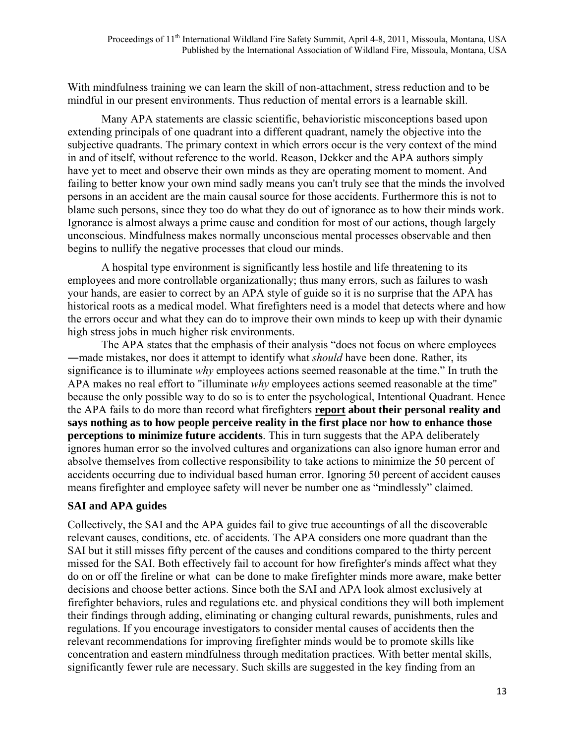With mindfulness training we can learn the skill of non-attachment, stress reduction and to be mindful in our present environments. Thus reduction of mental errors is a learnable skill.

Many APA statements are classic scientific, behavioristic misconceptions based upon extending principals of one quadrant into a different quadrant, namely the objective into the subjective quadrants. The primary context in which errors occur is the very context of the mind in and of itself, without reference to the world. Reason, Dekker and the APA authors simply have yet to meet and observe their own minds as they are operating moment to moment. And failing to better know your own mind sadly means you can't truly see that the minds the involved persons in an accident are the main causal source for those accidents. Furthermore this is not to blame such persons, since they too do what they do out of ignorance as to how their minds work. Ignorance is almost always a prime cause and condition for most of our actions, though largely unconscious. Mindfulness makes normally unconscious mental processes observable and then begins to nullify the negative processes that cloud our minds.

A hospital type environment is significantly less hostile and life threatening to its employees and more controllable organizationally; thus many errors, such as failures to wash your hands, are easier to correct by an APA style of guide so it is no surprise that the APA has historical roots as a medical model. What firefighters need is a model that detects where and how the errors occur and what they can do to improve their own minds to keep up with their dynamic high stress jobs in much higher risk environments.

The APA states that the emphasis of their analysis "does not focus on where employees ―made mistakes, nor does it attempt to identify what *should* have been done. Rather, its significance is to illuminate *why* employees actions seemed reasonable at the time." In truth the APA makes no real effort to "illuminate *why* employees actions seemed reasonable at the time" because the only possible way to do so is to enter the psychological, Intentional Quadrant. Hence the APA fails to do more than record what firefighters **report about their personal reality and says nothing as to how people perceive reality in the first place nor how to enhance those perceptions to minimize future accidents**. This in turn suggests that the APA deliberately ignores human error so the involved cultures and organizations can also ignore human error and absolve themselves from collective responsibility to take actions to minimize the 50 percent of accidents occurring due to individual based human error. Ignoring 50 percent of accident causes means firefighter and employee safety will never be number one as "mindlessly" claimed.

**SAI and APA guides**

Collectively, the SAI and the APA guides fail to give true accountings of all the discoverable relevant causes, conditions, etc. of accidents. The APA considers one more quadrant than the SAI but it still misses fifty percent of the causes and conditions compared to the thirty percent missed for the SAI. Both effectively fail to account for how firefighter's minds affect what they do on or off the fireline or what can be done to make firefighter minds more aware, make better decisions and choose better actions. Since both the SAI and APA look almost exclusively at firefighter behaviors, rules and regulations etc. and physical conditions they will both implement their findings through adding, eliminating or changing cultural rewards, punishments, rules and regulations. If you encourage investigators to consider mental causes of accidents then the relevant recommendations for improving firefighter minds would be to promote skills like concentration and eastern mindfulness through meditation practices. With better mental skills, significantly fewer rule are necessary. Such skills are suggested in the key finding from an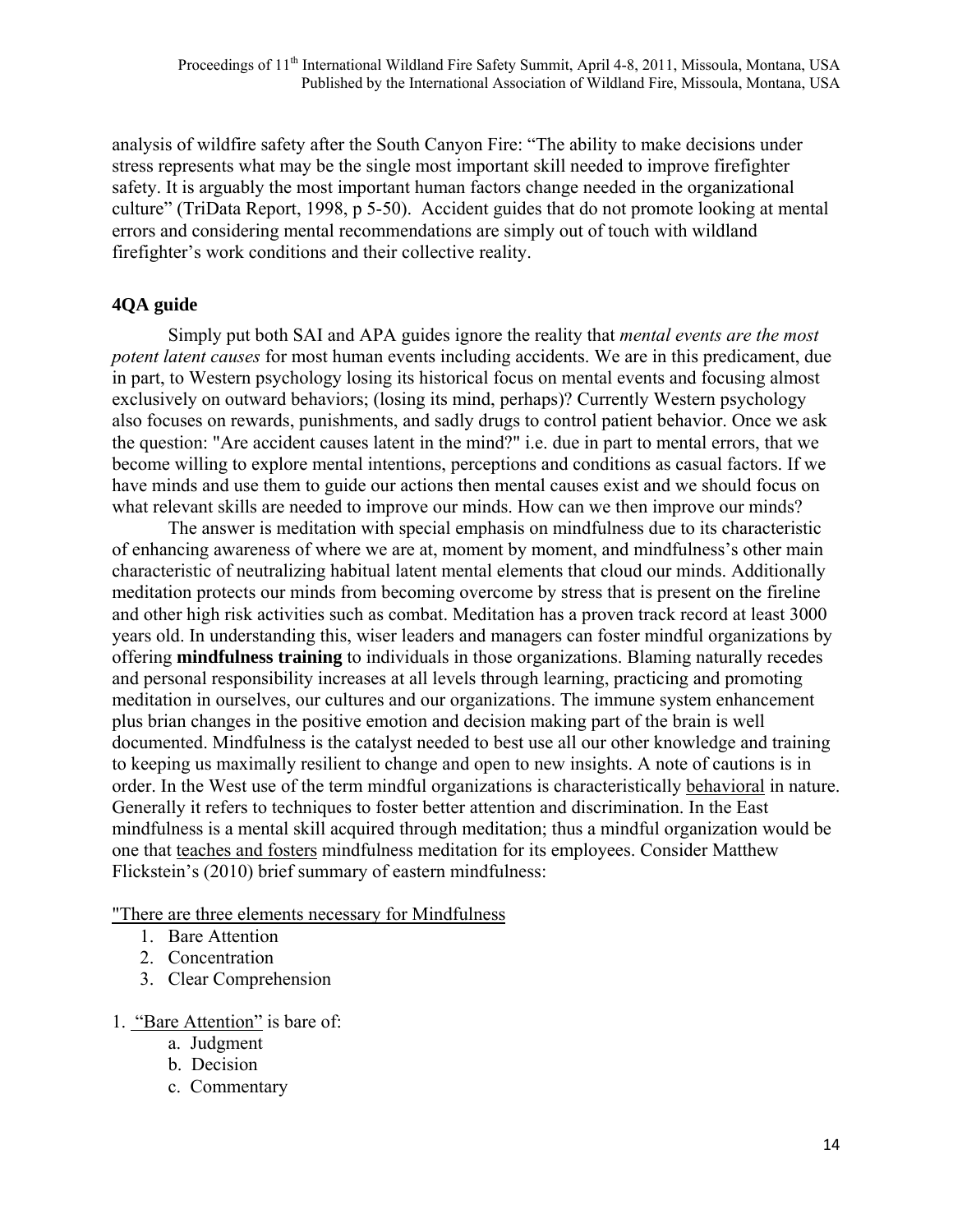analysis of wildfire safety after the South Canyon Fire: "The ability to make decisions under stress represents what may be the single most important skill needed to improve firefighter safety. It is arguably the most important human factors change needed in the organizational culture" (TriData Report, 1998, p 5-50). Accident guides that do not promote looking at mental errors and considering mental recommendations are simply out of touch with wildland firefighter's work conditions and their collective reality.

## 4QA guide

Simply put both SAI and APA guides ignore the reality that *mental events are the most potent latent causes* for most human events including accidents. We are in this predicament, due in part, to Western psychology losing its historical focus on mental events and focusing almost exclusively on outward behaviors; (losing its mind, perhaps)? Currently Western psychology also focuses on rewards, punishments, and sadly drugs to control patient behavior. Once we ask the question: "Are accident causes latent in the mind?" i.e. due in part to mental errors, that we become willing to explore mental intentions, perceptions and conditions as casual factors. If we have minds and use them to guide our actions then mental causes exist and we should focus on what relevant skills are needed to improve our minds. How can we then improve our minds?

The answer is meditation with special emphasis on mindfulness due to its characteristic of enhancing awareness of where we are at, moment by moment, and mindfulness's other main characteristic of neutralizing habitual latent mental elements that cloud our minds. Additionally meditation protects our minds from becoming overcome by stress that is present on the fireline and other high risk activities such as combat. Meditation has a proven track record at least 3000 years old. In understanding this, wiser leaders and managers can foster mindful organizations by offering **mindfulness training** to individuals in those organizations. Blaming naturally recedes and personal responsibility increases at all levels through learning, practicing and promoting meditation in ourselves, our cultures and our organizations. The immune system enhancement plus brian changes in the positive emotion and decision making part of the brain is well documented. Mindfulness is the catalyst needed to best use all our other knowledge and training to keeping us maximally resilient to change and open to new insights. A note of cautions is in order. In the West use of the term mindful organizations is characteristically <u>behavioral</u> in nature. Generally it refers to techniques to foster better attention and discrimination. In the East mindfulness is a mental skill acquired through meditation; thus a mindful organization would be one that <u>teaches and fosters</u> mindfulness meditation for its employees. Consider Matthew Flickstein's (2010) brief summary of eastern mindfulness:

<u>"There are three elements necessary for Mindfulness</u>

1. Bare Attention
2. Concentration
3. Clear Comprehension

1. <u>"Bare Attention"</u> is bare of:
   a. Judgment
   b. Decision
   c. Commentary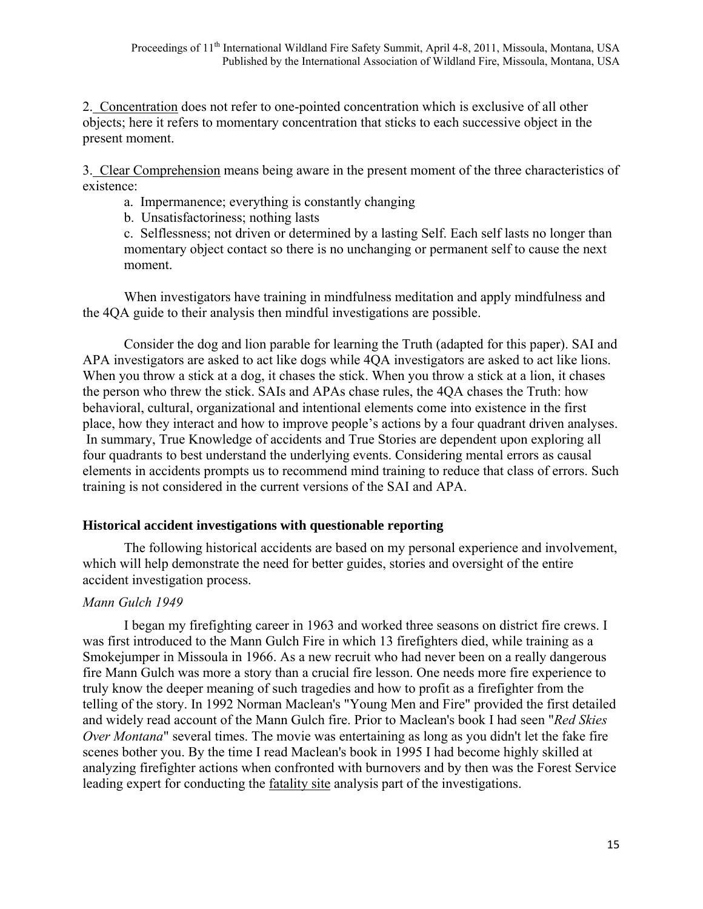2. <u>Concentration</u> does not refer to one-pointed concentration which is exclusive of all other objects; here it refers to momentary concentration that sticks to each successive object in the present moment.

3. <u>Clear Comprehension</u> means being aware in the present moment of the three characteristics of existence:

   a. Impermanence; everything is constantly changing

   b. Unsatisfactoriness; nothing lasts

   c. Selflessness; not driven or determined by a lasting Self. Each self lasts no longer than momentary object contact so there is no unchanging or permanent self to cause the next moment.

When investigators have training in mindfulness meditation and apply mindfulness and the 4QA guide to their analysis then mindful investigations are possible.

Consider the dog and lion parable for learning the Truth (adapted for this paper). SAI and APA investigators are asked to act like dogs while 4QA investigators are asked to act like lions. When you throw a stick at a dog, it chases the stick. When you throw a stick at a lion, it chases the person who threw the stick. SAIs and APAs chase rules, the 4QA chases the Truth: how behavioral, cultural, organizational and intentional elements come into existence in the first place, how they interact and how to improve people's actions by a four quadrant driven analyses. In summary, True Knowledge of accidents and True Stories are dependent upon exploring all four quadrants to best understand the underlying events. Considering mental errors as causal elements in accidents prompts us to recommend mind training to reduce that class of errors. Such training is not considered in the current versions of the SAI and APA.

### Historical accident investigations with questionable reporting

The following historical accidents are based on my personal experience and involvement, which will help demonstrate the need for better guides, stories and oversight of the entire accident investigation process.

*Mann Gulch 1949*

I began my firefighting career in 1963 and worked three seasons on district fire crews. I was first introduced to the Mann Gulch Fire in which 13 firefighters died, while training as a Smokejumper in Missoula in 1966. As a new recruit who had never been on a really dangerous fire Mann Gulch was more a story than a crucial fire lesson. One needs more fire experience to truly know the deeper meaning of such tragedies and how to profit as a firefighter from the telling of the story. In 1992 Norman Maclean's "Young Men and Fire" provided the first detailed and widely read account of the Mann Gulch fire. Prior to Maclean's book I had seen "*Red Skies Over Montana*" several times. The movie was entertaining as long as you didn't let the fake fire scenes bother you. By the time I read Maclean's book in 1995 I had become highly skilled at analyzing firefighter actions when confronted with burnovers and by then was the Forest Service leading expert for conducting the <u>fatality site</u> analysis part of the investigations.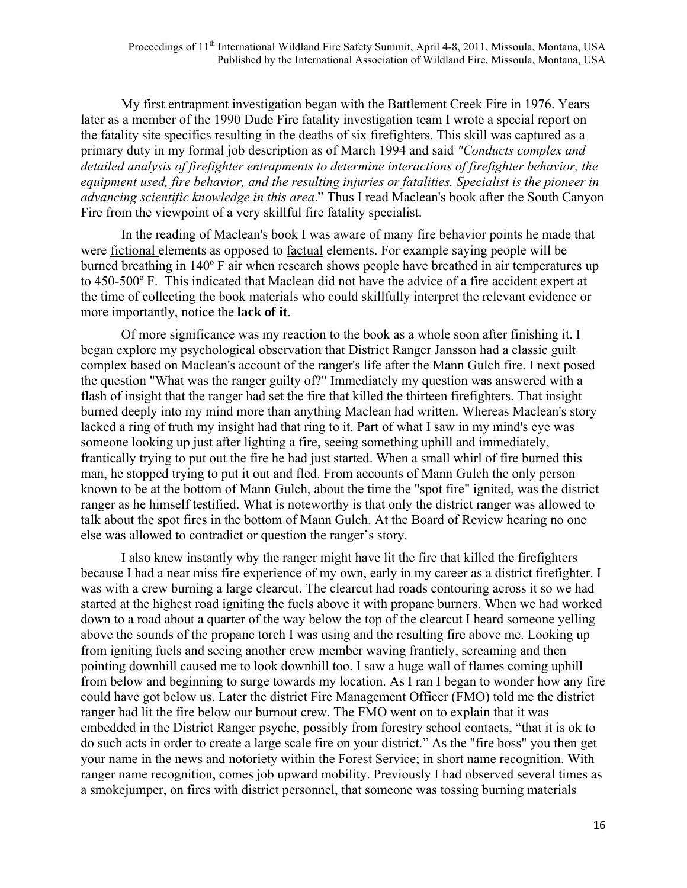My first entrapment investigation began with the Battlement Creek Fire in 1976. Years later as a member of the 1990 Dude Fire fatality investigation team I wrote a special report on the fatality site specifics resulting in the deaths of six firefighters. This skill was captured as a primary duty in my formal job description as of March 1994 and said *"Conducts complex and detailed analysis of firefighter entrapments to determine interactions of firefighter behavior, the equipment used, fire behavior, and the resulting injuries or fatalities. Specialist is the pioneer in advancing scientific knowledge in this area*." Thus I read Maclean's book after the South Canyon Fire from the viewpoint of a very skillful fire fatality specialist.

In the reading of Maclean's book I was aware of many fire behavior points he made that were <u>fictional</u> elements as opposed to <u>factual</u> elements. For example saying people will be burned breathing in 140º F air when research shows people have breathed in air temperatures up to 450-500º F. This indicated that Maclean did not have the advice of a fire accident expert at the time of collecting the book materials who could skillfully interpret the relevant evidence or more importantly, notice the **lack of it**.

Of more significance was my reaction to the book as a whole soon after finishing it. I began explore my psychological observation that District Ranger Jansson had a classic guilt complex based on Maclean's account of the ranger's life after the Mann Gulch fire. I next posed the question "What was the ranger guilty of?" Immediately my question was answered with a flash of insight that the ranger had set the fire that killed the thirteen firefighters. That insight burned deeply into my mind more than anything Maclean had written. Whereas Maclean's story lacked a ring of truth my insight had that ring to it. Part of what I saw in my mind's eye was someone looking up just after lighting a fire, seeing something uphill and immediately, frantically trying to put out the fire he had just started. When a small whirl of fire burned this man, he stopped trying to put it out and fled. From accounts of Mann Gulch the only person known to be at the bottom of Mann Gulch, about the time the "spot fire" ignited, was the district ranger as he himself testified. What is noteworthy is that only the district ranger was allowed to talk about the spot fires in the bottom of Mann Gulch. At the Board of Review hearing no one else was allowed to contradict or question the ranger's story.

I also knew instantly why the ranger might have lit the fire that killed the firefighters because I had a near miss fire experience of my own, early in my career as a district firefighter. I was with a crew burning a large clearcut. The clearcut had roads contouring across it so we had started at the highest road igniting the fuels above it with propane burners. When we had worked down to a road about a quarter of the way below the top of the clearcut I heard someone yelling above the sounds of the propane torch I was using and the resulting fire above me. Looking up from igniting fuels and seeing another crew member waving franticly, screaming and then pointing downhill caused me to look downhill too. I saw a huge wall of flames coming uphill from below and beginning to surge towards my location. As I ran I began to wonder how any fire could have got below us. Later the district Fire Management Officer (FMO) told me the district ranger had lit the fire below our burnout crew. The FMO went on to explain that it was embedded in the District Ranger psyche, possibly from forestry school contacts, "that it is ok to do such acts in order to create a large scale fire on your district." As the "fire boss" you then get your name in the news and notoriety within the Forest Service; in short name recognition. With ranger name recognition, comes job upward mobility. Previously I had observed several times as a smokejumper, on fires with district personnel, that someone was tossing burning materials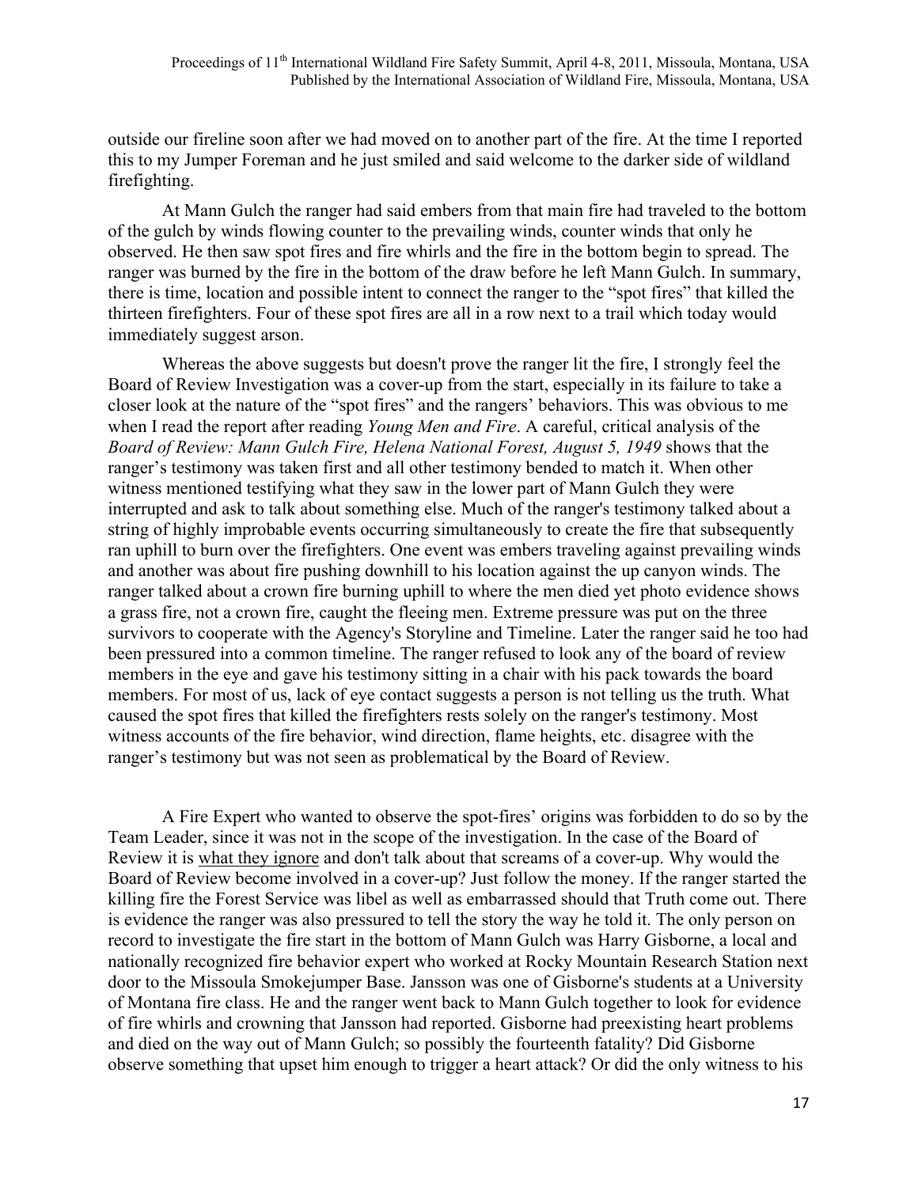outside our fireline soon after we had moved on to another part of the fire. At the time I reported this to my Jumper Foreman and he just smiled and said welcome to the darker side of wildland firefighting.

At Mann Gulch the ranger had said embers from that main fire had traveled to the bottom of the gulch by winds flowing counter to the prevailing winds, counter winds that only he observed. He then saw spot fires and fire whirls and the fire in the bottom begin to spread. The ranger was burned by the fire in the bottom of the draw before he left Mann Gulch. In summary, there is time, location and possible intent to connect the ranger to the "spot fires" that killed the thirteen firefighters. Four of these spot fires are all in a row next to a trail which today would immediately suggest arson.

Whereas the above suggests but doesn't prove the ranger lit the fire, I strongly feel the Board of Review Investigation was a cover-up from the start, especially in its failure to take a closer look at the nature of the "spot fires" and the rangers' behaviors. This was obvious to me when I read the report after reading *Young Men and Fire*. A careful, critical analysis of the *Board of Review: Mann Gulch Fire, Helena National Forest, August 5, 1949* shows that the ranger's testimony was taken first and all other testimony bended to match it. When other witness mentioned testifying what they saw in the lower part of Mann Gulch they were interrupted and ask to talk about something else. Much of the ranger's testimony talked about a string of highly improbable events occurring simultaneously to create the fire that subsequently ran uphill to burn over the firefighters. One event was embers traveling against prevailing winds and another was about fire pushing downhill to his location against the up canyon winds. The ranger talked about a crown fire burning uphill to where the men died yet photo evidence shows a grass fire, not a crown fire, caught the fleeing men. Extreme pressure was put on the three survivors to cooperate with the Agency's Storyline and Timeline. Later the ranger said he too had been pressured into a common timeline. The ranger refused to look any of the board of review members in the eye and gave his testimony sitting in a chair with his pack towards the board members. For most of us, lack of eye contact suggests a person is not telling us the truth. What caused the spot fires that killed the firefighters rests solely on the ranger's testimony. Most witness accounts of the fire behavior, wind direction, flame heights, etc. disagree with the ranger's testimony but was not seen as problematical by the Board of Review.

A Fire Expert who wanted to observe the spot-fires' origins was forbidden to do so by the Team Leader, since it was not in the scope of the investigation. In the case of the Board of Review it is <u>what they ignore</u> and don't talk about that screams of a cover-up. Why would the Board of Review become involved in a cover-up? Just follow the money. If the ranger started the killing fire the Forest Service was libel as well as embarrassed should that Truth come out. There is evidence the ranger was also pressured to tell the story the way he told it. The only person on record to investigate the fire start in the bottom of Mann Gulch was Harry Gisborne, a local and nationally recognized fire behavior expert who worked at Rocky Mountain Research Station next door to the Missoula Smokejumper Base. Jansson was one of Gisborne's students at a University of Montana fire class. He and the ranger went back to Mann Gulch together to look for evidence of fire whirls and crowning that Jansson had reported. Gisborne had preexisting heart problems and died on the way out of Mann Gulch; so possibly the fourteenth fatality? Did Gisborne observe something that upset him enough to trigger a heart attack? Or did the only witness to his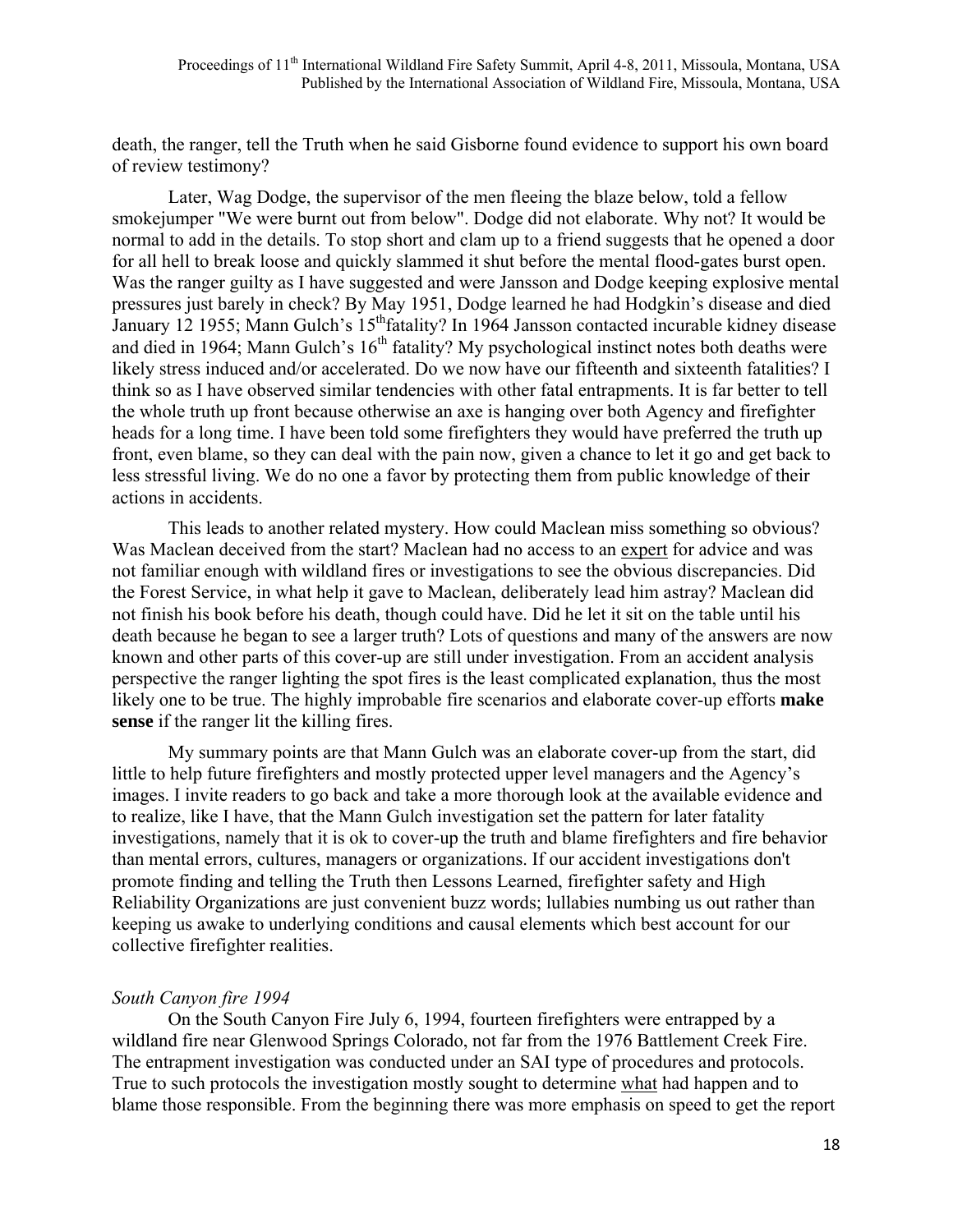death, the ranger, tell the Truth when he said Gisborne found evidence to support his own board of review testimony?

Later, Wag Dodge, the supervisor of the men fleeing the blaze below, told a fellow smokejumper "We were burnt out from below". Dodge did not elaborate. Why not? It would be normal to add in the details. To stop short and clam up to a friend suggests that he opened a door for all hell to break loose and quickly slammed it shut before the mental flood-gates burst open. Was the ranger guilty as I have suggested and were Jansson and Dodge keeping explosive mental pressures just barely in check? By May 1951, Dodge learned he had Hodgkin's disease and died January 12 1955; Mann Gulch's 15th fatality? In 1964 Jansson contacted incurable kidney disease and died in 1964; Mann Gulch's 16th fatality? My psychological instinct notes both deaths were likely stress induced and/or accelerated. Do we now have our fifteenth and sixteenth fatalities? I think so as I have observed similar tendencies with other fatal entrapments. It is far better to tell the whole truth up front because otherwise an axe is hanging over both Agency and firefighter heads for a long time. I have been told some firefighters they would have preferred the truth up front, even blame, so they can deal with the pain now, given a chance to let it go and get back to less stressful living. We do no one a favor by protecting them from public knowledge of their actions in accidents.

This leads to another related mystery. How could Maclean miss something so obvious? Was Maclean deceived from the start? Maclean had no access to an expert for advice and was not familiar enough with wildland fires or investigations to see the obvious discrepancies. Did the Forest Service, in what help it gave to Maclean, deliberately lead him astray? Maclean did not finish his book before his death, though could have. Did he let it sit on the table until his death because he began to see a larger truth? Lots of questions and many of the answers are now known and other parts of this cover-up are still under investigation. From an accident analysis perspective the ranger lighting the spot fires is the least complicated explanation, thus the most likely one to be true. The highly improbable fire scenarios and elaborate cover-up efforts **make sense** if the ranger lit the killing fires.

My summary points are that Mann Gulch was an elaborate cover-up from the start, did little to help future firefighters and mostly protected upper level managers and the Agency's images. I invite readers to go back and take a more thorough look at the available evidence and to realize, like I have, that the Mann Gulch investigation set the pattern for later fatality investigations, namely that it is ok to cover-up the truth and blame firefighters and fire behavior than mental errors, cultures, managers or organizations. If our accident investigations don't promote finding and telling the Truth then Lessons Learned, firefighter safety and High Reliability Organizations are just convenient buzz words; lullabies numbing us out rather than keeping us awake to underlying conditions and causal elements which best account for our collective firefighter realities.

*South Canyon fire 1994*

On the South Canyon Fire July 6, 1994, fourteen firefighters were entrapped by a wildland fire near Glenwood Springs Colorado, not far from the 1976 Battlement Creek Fire. The entrapment investigation was conducted under an SAI type of procedures and protocols. True to such protocols the investigation mostly sought to determine what had happen and to blame those responsible. From the beginning there was more emphasis on speed to get the report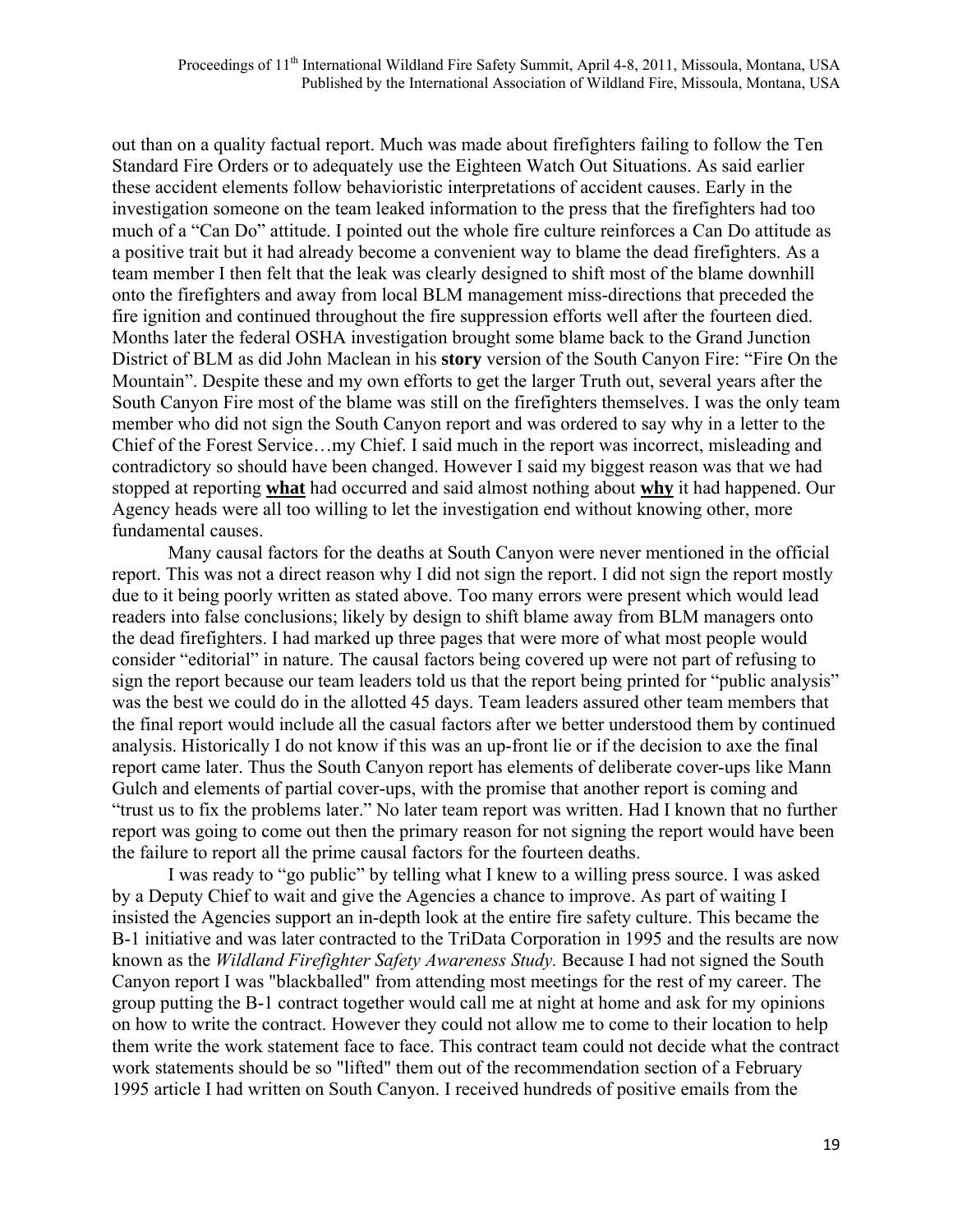out than on a quality factual report. Much was made about firefighters failing to follow the Ten Standard Fire Orders or to adequately use the Eighteen Watch Out Situations. As said earlier these accident elements follow behavioristic interpretations of accident causes. Early in the investigation someone on the team leaked information to the press that the firefighters had too much of a "Can Do" attitude. I pointed out the whole fire culture reinforces a Can Do attitude as a positive trait but it had already become a convenient way to blame the dead firefighters. As a team member I then felt that the leak was clearly designed to shift most of the blame downhill onto the firefighters and away from local BLM management miss-directions that preceded the fire ignition and continued throughout the fire suppression efforts well after the fourteen died. Months later the federal OSHA investigation brought some blame back to the Grand Junction District of BLM as did John Maclean in his **story** version of the South Canyon Fire: "Fire On the Mountain". Despite these and my own efforts to get the larger Truth out, several years after the South Canyon Fire most of the blame was still on the firefighters themselves. I was the only team member who did not sign the South Canyon report and was ordered to say why in a letter to the Chief of the Forest Service…my Chief. I said much in the report was incorrect, misleading and contradictory so should have been changed. However I said my biggest reason was that we had stopped at reporting **what** had occurred and said almost nothing about **why** it had happened. Our Agency heads were all too willing to let the investigation end without knowing other, more fundamental causes.

Many causal factors for the deaths at South Canyon were never mentioned in the official report. This was not a direct reason why I did not sign the report. I did not sign the report mostly due to it being poorly written as stated above. Too many errors were present which would lead readers into false conclusions; likely by design to shift blame away from BLM managers onto the dead firefighters. I had marked up three pages that were more of what most people would consider "editorial" in nature. The causal factors being covered up were not part of refusing to sign the report because our team leaders told us that the report being printed for "public analysis" was the best we could do in the allotted 45 days. Team leaders assured other team members that the final report would include all the casual factors after we better understood them by continued analysis. Historically I do not know if this was an up-front lie or if the decision to axe the final report came later. Thus the South Canyon report has elements of deliberate cover-ups like Mann Gulch and elements of partial cover-ups, with the promise that another report is coming and "trust us to fix the problems later." No later team report was written. Had I known that no further report was going to come out then the primary reason for not signing the report would have been the failure to report all the prime causal factors for the fourteen deaths.

I was ready to "go public" by telling what I knew to a willing press source. I was asked by a Deputy Chief to wait and give the Agencies a chance to improve. As part of waiting I insisted the Agencies support an in-depth look at the entire fire safety culture. This became the B-1 initiative and was later contracted to the TriData Corporation in 1995 and the results are now known as the *Wildland Firefighter Safety Awareness Study.* Because I had not signed the South Canyon report I was "blackballed" from attending most meetings for the rest of my career. The group putting the B-1 contract together would call me at night at home and ask for my opinions on how to write the contract. However they could not allow me to come to their location to help them write the work statement face to face. This contract team could not decide what the contract work statements should be so "lifted" them out of the recommendation section of a February 1995 article I had written on South Canyon. I received hundreds of positive emails from the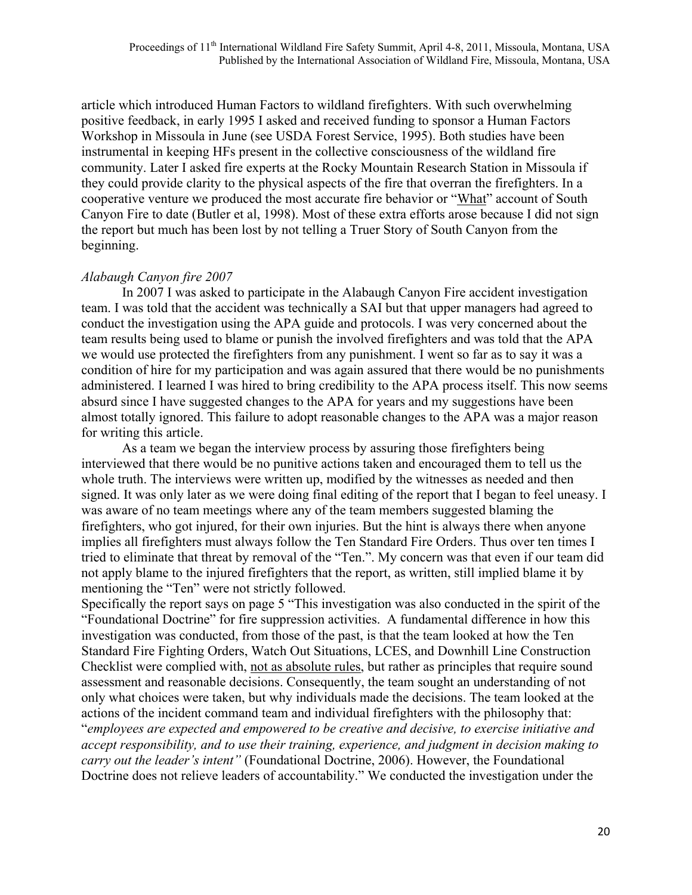article which introduced Human Factors to wildland firefighters. With such overwhelming positive feedback, in early 1995 I asked and received funding to sponsor a Human Factors Workshop in Missoula in June (see USDA Forest Service, 1995). Both studies have been instrumental in keeping HFs present in the collective consciousness of the wildland fire community. Later I asked fire experts at the Rocky Mountain Research Station in Missoula if they could provide clarity to the physical aspects of the fire that overran the firefighters. In a cooperative venture we produced the most accurate fire behavior or "<u>What</u>" account of South Canyon Fire to date (Butler et al, 1998). Most of these extra efforts arose because I did not sign the report but much has been lost by not telling a Truer Story of South Canyon from the beginning.

*Alabaugh Canyon fire 2007*

In 2007 I was asked to participate in the Alabaugh Canyon Fire accident investigation team. I was told that the accident was technically a SAI but that upper managers had agreed to conduct the investigation using the APA guide and protocols. I was very concerned about the team results being used to blame or punish the involved firefighters and was told that the APA we would use protected the firefighters from any punishment. I went so far as to say it was a condition of hire for my participation and was again assured that there would be no punishments administered. I learned I was hired to bring credibility to the APA process itself. This now seems absurd since I have suggested changes to the APA for years and my suggestions have been almost totally ignored. This failure to adopt reasonable changes to the APA was a major reason for writing this article.

As a team we began the interview process by assuring those firefighters being interviewed that there would be no punitive actions taken and encouraged them to tell us the whole truth. The interviews were written up, modified by the witnesses as needed and then signed. It was only later as we were doing final editing of the report that I began to feel uneasy. I was aware of no team meetings where any of the team members suggested blaming the firefighters, who got injured, for their own injuries. But the hint is always there when anyone implies all firefighters must always follow the Ten Standard Fire Orders. Thus over ten times I tried to eliminate that threat by removal of the "Ten.". My concern was that even if our team did not apply blame to the injured firefighters that the report, as written, still implied blame it by mentioning the "Ten" were not strictly followed.

Specifically the report says on page 5 "This investigation was also conducted in the spirit of the "Foundational Doctrine" for fire suppression activities. A fundamental difference in how this investigation was conducted, from those of the past, is that the team looked at how the Ten Standard Fire Fighting Orders, Watch Out Situations, LCES, and Downhill Line Construction Checklist were complied with, <u>not as absolute rules</u>, but rather as principles that require sound assessment and reasonable decisions. Consequently, the team sought an understanding of not only what choices were taken, but why individuals made the decisions. The team looked at the actions of the incident command team and individual firefighters with the philosophy that: "*employees are expected and empowered to be creative and decisive, to exercise initiative and accept responsibility, and to use their training, experience, and judgment in decision making to carry out the leader's intent"* (Foundational Doctrine, 2006). However, the Foundational Doctrine does not relieve leaders of accountability." We conducted the investigation under the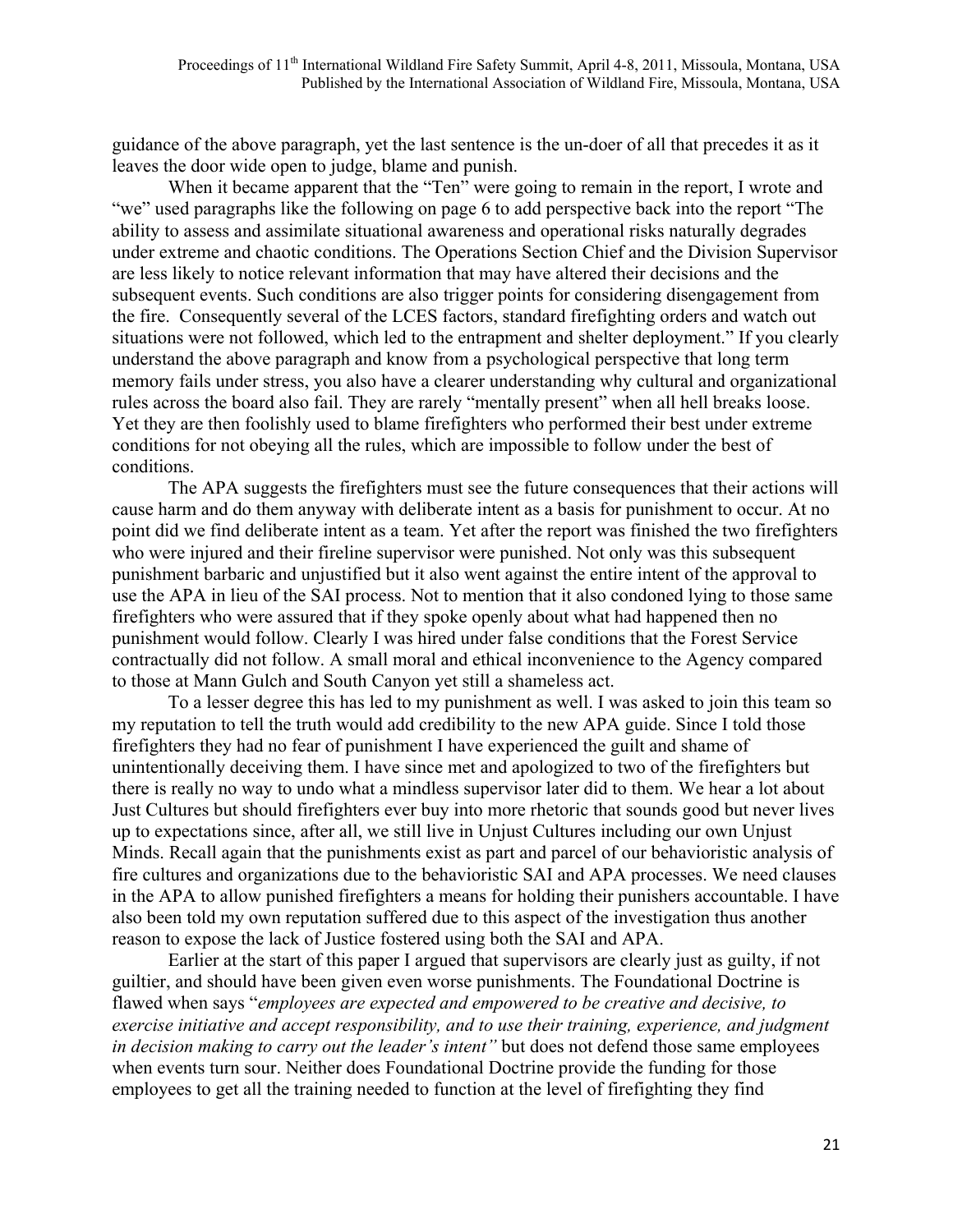guidance of the above paragraph, yet the last sentence is the un-doer of all that precedes it as it leaves the door wide open to judge, blame and punish.

When it became apparent that the "Ten" were going to remain in the report, I wrote and "we" used paragraphs like the following on page 6 to add perspective back into the report "The ability to assess and assimilate situational awareness and operational risks naturally degrades under extreme and chaotic conditions. The Operations Section Chief and the Division Supervisor are less likely to notice relevant information that may have altered their decisions and the subsequent events. Such conditions are also trigger points for considering disengagement from the fire. Consequently several of the LCES factors, standard firefighting orders and watch out situations were not followed, which led to the entrapment and shelter deployment." If you clearly understand the above paragraph and know from a psychological perspective that long term memory fails under stress, you also have a clearer understanding why cultural and organizational rules across the board also fail. They are rarely "mentally present" when all hell breaks loose. Yet they are then foolishly used to blame firefighters who performed their best under extreme conditions for not obeying all the rules, which are impossible to follow under the best of conditions.

The APA suggests the firefighters must see the future consequences that their actions will cause harm and do them anyway with deliberate intent as a basis for punishment to occur. At no point did we find deliberate intent as a team. Yet after the report was finished the two firefighters who were injured and their fireline supervisor were punished. Not only was this subsequent punishment barbaric and unjustified but it also went against the entire intent of the approval to use the APA in lieu of the SAI process. Not to mention that it also condoned lying to those same firefighters who were assured that if they spoke openly about what had happened then no punishment would follow. Clearly I was hired under false conditions that the Forest Service contractually did not follow. A small moral and ethical inconvenience to the Agency compared to those at Mann Gulch and South Canyon yet still a shameless act.

To a lesser degree this has led to my punishment as well. I was asked to join this team so my reputation to tell the truth would add credibility to the new APA guide. Since I told those firefighters they had no fear of punishment I have experienced the guilt and shame of unintentionally deceiving them. I have since met and apologized to two of the firefighters but there is really no way to undo what a mindless supervisor later did to them. We hear a lot about Just Cultures but should firefighters ever buy into more rhetoric that sounds good but never lives up to expectations since, after all, we still live in Unjust Cultures including our own Unjust Minds. Recall again that the punishments exist as part and parcel of our behavioristic analysis of fire cultures and organizations due to the behavioristic SAI and APA processes. We need clauses in the APA to allow punished firefighters a means for holding their punishers accountable. I have also been told my own reputation suffered due to this aspect of the investigation thus another reason to expose the lack of Justice fostered using both the SAI and APA.

Earlier at the start of this paper I argued that supervisors are clearly just as guilty, if not guiltier, and should have been given even worse punishments. The Foundational Doctrine is flawed when says "*employees are expected and empowered to be creative and decisive, to exercise initiative and accept responsibility, and to use their training, experience, and judgment in decision making to carry out the leader's intent*" but does not defend those same employees when events turn sour. Neither does Foundational Doctrine provide the funding for those employees to get all the training needed to function at the level of firefighting they find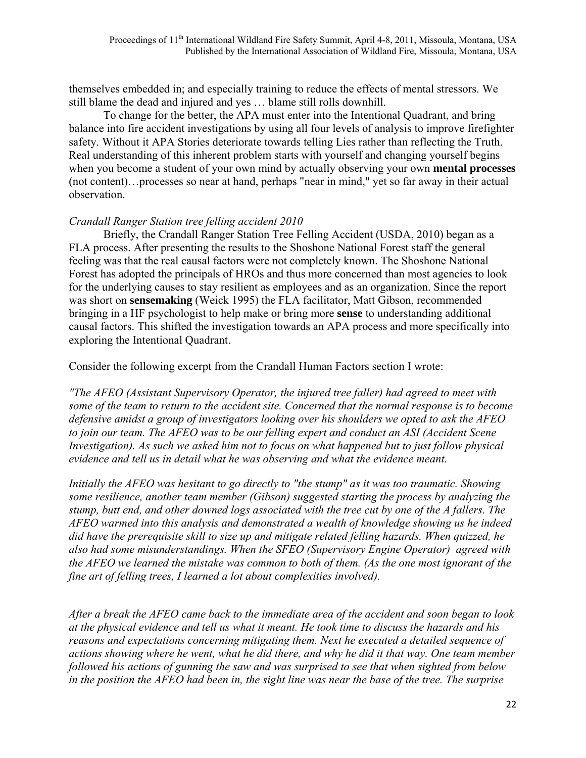themselves embedded in; and especially training to reduce the effects of mental stressors. We still blame the dead and injured and yes … blame still rolls downhill.

To change for the better, the APA must enter into the Intentional Quadrant, and bring balance into fire accident investigations by using all four levels of analysis to improve firefighter safety. Without it APA Stories deteriorate towards telling Lies rather than reflecting the Truth. Real understanding of this inherent problem starts with yourself and changing yourself begins when you become a student of your own mind by actually observing your own **mental processes** (not content)…processes so near at hand, perhaps "near in mind," yet so far away in their actual observation.

*Crandall Ranger Station tree felling accident 2010*

Briefly, the Crandall Ranger Station Tree Felling Accident (USDA, 2010) began as a FLA process. After presenting the results to the Shoshone National Forest staff the general feeling was that the real causal factors were not completely known. The Shoshone National Forest has adopted the principals of HROs and thus more concerned than most agencies to look for the underlying causes to stay resilient as employees and as an organization. Since the report was short on **sensemaking** (Weick 1995) the FLA facilitator, Matt Gibson, recommended bringing in a HF psychologist to help make or bring more **sense** to understanding additional causal factors. This shifted the investigation towards an APA process and more specifically into exploring the Intentional Quadrant.

Consider the following excerpt from the Crandall Human Factors section I wrote:

*"The AFEO (Assistant Supervisory Operator, the injured tree faller) had agreed to meet with some of the team to return to the accident site. Concerned that the normal response is to become defensive amidst a group of investigators looking over his shoulders we opted to ask the AFEO to join our team. The AFEO was to be our felling expert and conduct an ASI (Accident Scene Investigation). As such we asked him not to focus on what happened but to just follow physical evidence and tell us in detail what he was observing and what the evidence meant.*

*Initially the AFEO was hesitant to go directly to "the stump" as it was too traumatic. Showing some resilience, another team member (Gibson) suggested starting the process by analyzing the stump, butt end, and other downed logs associated with the tree cut by one of the A fallers. The AFEO warmed into this analysis and demonstrated a wealth of knowledge showing us he indeed did have the prerequisite skill to size up and mitigate related felling hazards. When quizzed, he also had some misunderstandings. When the SFEO (Supervisory Engine Operator) agreed with the AFEO we learned the mistake was common to both of them. (As the one most ignorant of the fine art of felling trees, I learned a lot about complexities involved).*

*After a break the AFEO came back to the immediate area of the accident and soon began to look at the physical evidence and tell us what it meant. He took time to discuss the hazards and his reasons and expectations concerning mitigating them. Next he executed a detailed sequence of actions showing where he went, what he did there, and why he did it that way. One team member followed his actions of gunning the saw and was surprised to see that when sighted from below in the position the AFEO had been in, the sight line was near the base of the tree. The surprise*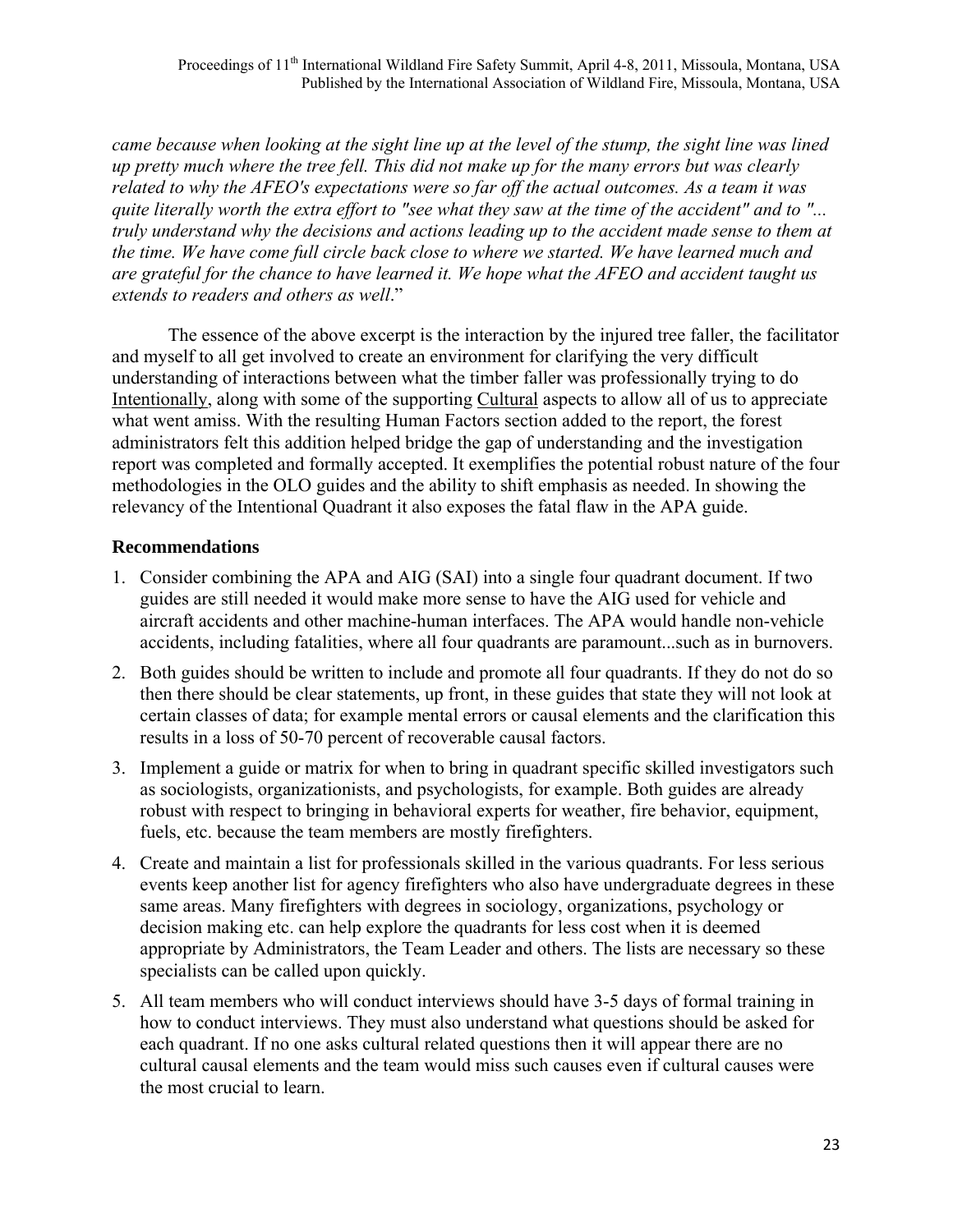*came because when looking at the sight line up at the level of the stump, the sight line was lined up pretty much where the tree fell. This did not make up for the many errors but was clearly related to why the AFEO's expectations were so far off the actual outcomes. As a team it was quite literally worth the extra effort to "see what they saw at the time of the accident" and to "... truly understand why the decisions and actions leading up to the accident made sense to them at the time. We have come full circle back close to where we started. We have learned much and are grateful for the chance to have learned it. We hope what the AFEO and accident taught us extends to readers and others as well*."

The essence of the above excerpt is the interaction by the injured tree faller, the facilitator and myself to all get involved to create an environment for clarifying the very difficult understanding of interactions between what the timber faller was professionally trying to do <u>Intentionally</u>, along with some of the supporting <u>Cultural</u> aspects to allow all of us to appreciate what went amiss. With the resulting Human Factors section added to the report, the forest administrators felt this addition helped bridge the gap of understanding and the investigation report was completed and formally accepted. It exemplifies the potential robust nature of the four methodologies in the OLO guides and the ability to shift emphasis as needed. In showing the relevancy of the Intentional Quadrant it also exposes the fatal flaw in the APA guide.

**Recommendations**

1. Consider combining the APA and AIG (SAI) into a single four quadrant document. If two guides are still needed it would make more sense to have the AIG used for vehicle and aircraft accidents and other machine-human interfaces. The APA would handle non-vehicle accidents, including fatalities, where all four quadrants are paramount...such as in burnovers.
2. Both guides should be written to include and promote all four quadrants. If they do not do so then there should be clear statements, up front, in these guides that state they will not look at certain classes of data; for example mental errors or causal elements and the clarification this results in a loss of 50-70 percent of recoverable causal factors.
3. Implement a guide or matrix for when to bring in quadrant specific skilled investigators such as sociologists, organizationists, and psychologists, for example. Both guides are already robust with respect to bringing in behavioral experts for weather, fire behavior, equipment, fuels, etc. because the team members are mostly firefighters.
4. Create and maintain a list for professionals skilled in the various quadrants. For less serious events keep another list for agency firefighters who also have undergraduate degrees in these same areas. Many firefighters with degrees in sociology, organizations, psychology or decision making etc. can help explore the quadrants for less cost when it is deemed appropriate by Administrators, the Team Leader and others. The lists are necessary so these specialists can be called upon quickly.
5. All team members who will conduct interviews should have 3-5 days of formal training in how to conduct interviews. They must also understand what questions should be asked for each quadrant. If no one asks cultural related questions then it will appear there are no cultural causal elements and the team would miss such causes even if cultural causes were the most crucial to learn.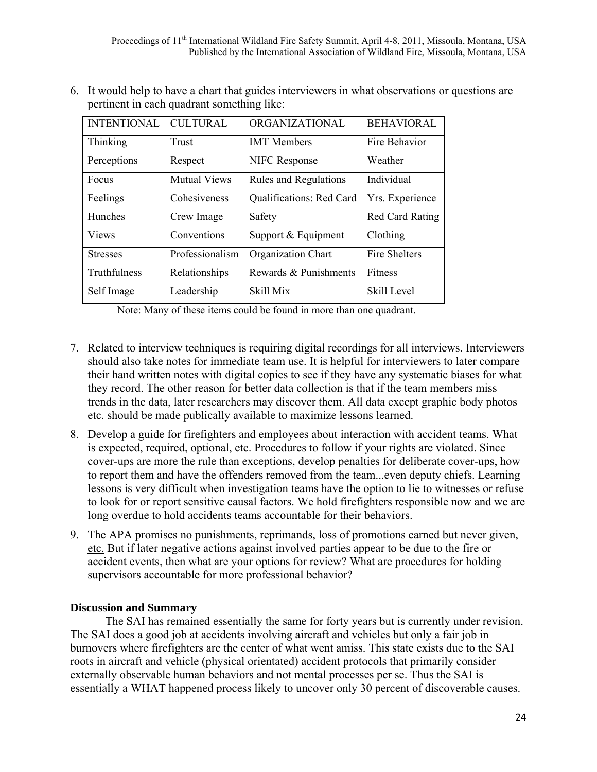6. It would help to have a chart that guides interviewers in what observations or questions are pertinent in each quadrant something like:

| INTENTIONAL | CULTURAL | ORGANIZATIONAL | BEHAVIORAL |
|---|---|---|---|
| Thinking | Trust | IMT Members | Fire Behavior |
| Perceptions | Respect | NIFC Response | Weather |
| Focus | Mutual Views | Rules and Regulations | Individual |
| Feelings | Cohesiveness | Qualifications: Red Card | Yrs. Experience |
| Hunches | Crew Image | Safety | Red Card Rating |
| Views | Conventions | Support & Equipment | Clothing |
| Stresses | Professionalism | Organization Chart | Fire Shelters |
| Truthfulness | Relationships | Rewards & Punishments | Fitness |
| Self Image | Leadership | Skill Mix | Skill Level |

Note: Many of these items could be found in more than one quadrant.

7. Related to interview techniques is requiring digital recordings for all interviews. Interviewers should also take notes for immediate team use. It is helpful for interviewers to later compare their hand written notes with digital copies to see if they have any systematic biases for what they record. The other reason for better data collection is that if the team members miss trends in the data, later researchers may discover them. All data except graphic body photos etc. should be made publically available to maximize lessons learned.

8. Develop a guide for firefighters and employees about interaction with accident teams. What is expected, required, optional, etc. Procedures to follow if your rights are violated. Since cover-ups are more the rule than exceptions, develop penalties for deliberate cover-ups, how to report them and have the offenders removed from the team...even deputy chiefs. Learning lessons is very difficult when investigation teams have the option to lie to witnesses or refuse to look for or report sensitive causal factors. We hold firefighters responsible now and we are long overdue to hold accidents teams accountable for their behaviors.

9. The APA promises no punishments, reprimands, loss of promotions earned but never given, etc. But if later negative actions against involved parties appear to be due to the fire or accident events, then what are your options for review? What are procedures for holding supervisors accountable for more professional behavior?

**Discussion and Summary**

The SAI has remained essentially the same for forty years but is currently under revision. The SAI does a good job at accidents involving aircraft and vehicles but only a fair job in burnovers where firefighters are the center of what went amiss. This state exists due to the SAI roots in aircraft and vehicle (physical orientated) accident protocols that primarily consider externally observable human behaviors and not mental processes per se. Thus the SAI is essentially a WHAT happened process likely to uncover only 30 percent of discoverable causes.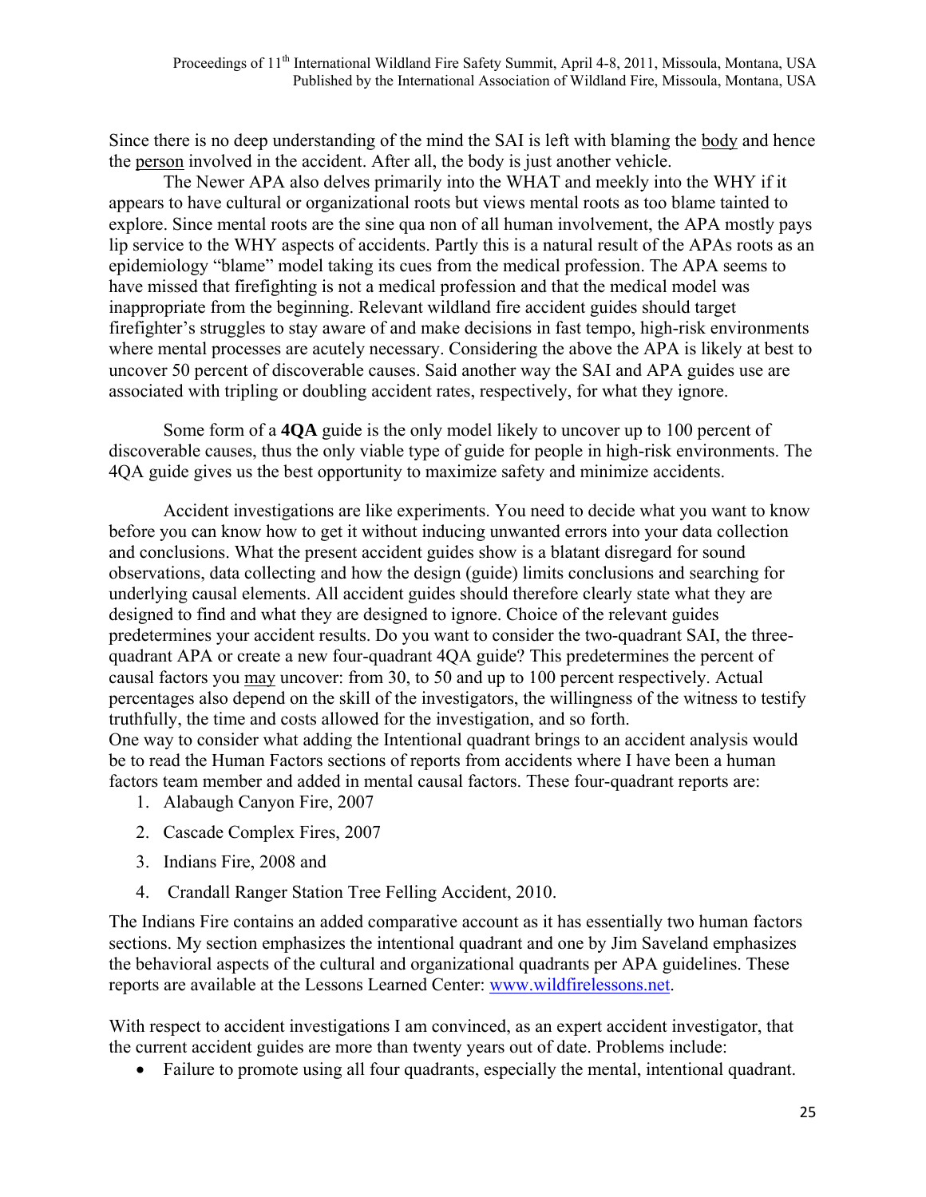Since there is no deep understanding of the mind the SAI is left with blaming the body and hence the person involved in the accident. After all, the body is just another vehicle.

The Newer APA also delves primarily into the WHAT and meekly into the WHY if it appears to have cultural or organizational roots but views mental roots as too blame tainted to explore. Since mental roots are the sine qua non of all human involvement, the APA mostly pays lip service to the WHY aspects of accidents. Partly this is a natural result of the APAs roots as an epidemiology "blame" model taking its cues from the medical profession. The APA seems to have missed that firefighting is not a medical profession and that the medical model was inappropriate from the beginning. Relevant wildland fire accident guides should target firefighter's struggles to stay aware of and make decisions in fast tempo, high-risk environments where mental processes are acutely necessary. Considering the above the APA is likely at best to uncover 50 percent of discoverable causes. Said another way the SAI and APA guides use are associated with tripling or doubling accident rates, respectively, for what they ignore.

Some form of a **4QA** guide is the only model likely to uncover up to 100 percent of discoverable causes, thus the only viable type of guide for people in high-risk environments. The 4QA guide gives us the best opportunity to maximize safety and minimize accidents.

Accident investigations are like experiments. You need to decide what you want to know before you can know how to get it without inducing unwanted errors into your data collection and conclusions. What the present accident guides show is a blatant disregard for sound observations, data collecting and how the design (guide) limits conclusions and searching for underlying causal elements. All accident guides should therefore clearly state what they are designed to find and what they are designed to ignore. Choice of the relevant guides predetermines your accident results. Do you want to consider the two-quadrant SAI, the three-quadrant APA or create a new four-quadrant 4QA guide? This predetermines the percent of causal factors you may uncover: from 30, to 50 and up to 100 percent respectively. Actual percentages also depend on the skill of the investigators, the willingness of the witness to testify truthfully, the time and costs allowed for the investigation, and so forth.
One way to consider what adding the Intentional quadrant brings to an accident analysis would be to read the Human Factors sections of reports from accidents where I have been a human factors team member and added in mental causal factors. These four-quadrant reports are:

1. Alabaugh Canyon Fire, 2007
2. Cascade Complex Fires, 2007
3. Indians Fire, 2008 and
4. Crandall Ranger Station Tree Felling Accident, 2010.

The Indians Fire contains an added comparative account as it has essentially two human factors sections. My section emphasizes the intentional quadrant and one by Jim Saveland emphasizes the behavioral aspects of the cultural and organizational quadrants per APA guidelines. These reports are available at the Lessons Learned Center: www.wildfirelessons.net.

With respect to accident investigations I am convinced, as an expert accident investigator, that the current accident guides are more than twenty years out of date. Problems include:

- Failure to promote using all four quadrants, especially the mental, intentional quadrant.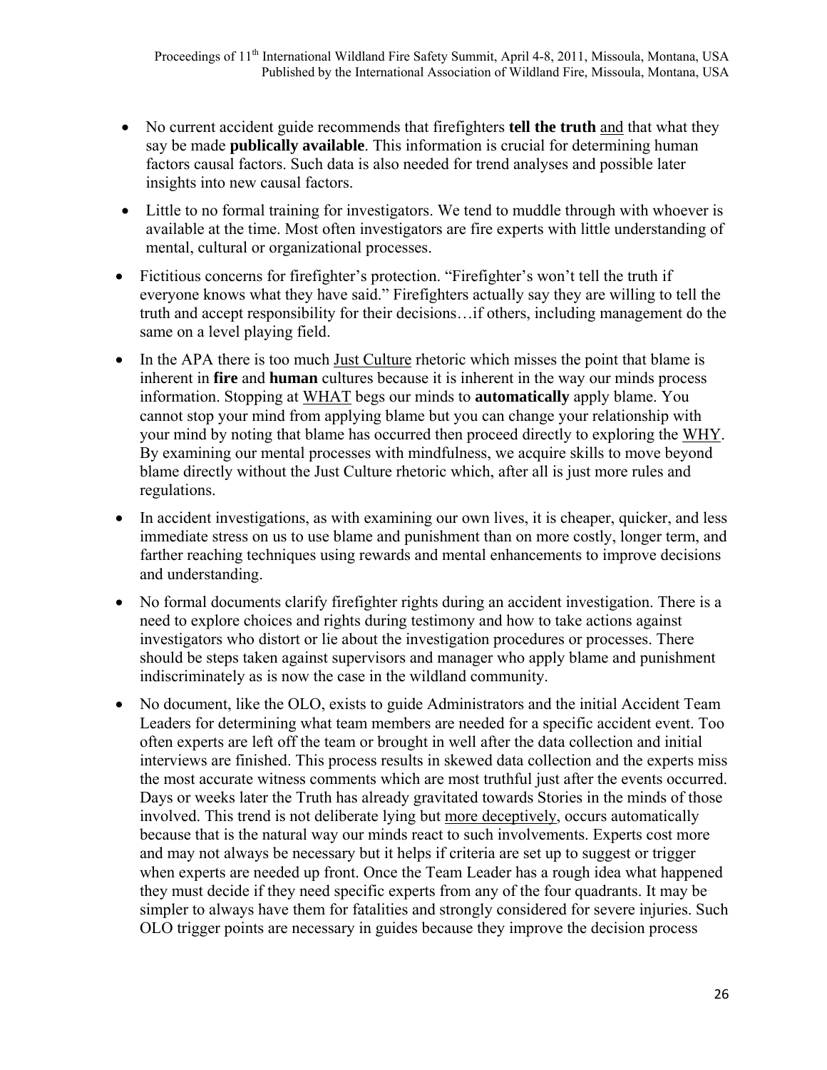- No current accident guide recommends that firefighters **tell the truth** <u>and</u> that what they say be made **publically available**. This information is crucial for determining human factors causal factors. Such data is also needed for trend analyses and possible later insights into new causal factors.
- Little to no formal training for investigators. We tend to muddle through with whoever is available at the time. Most often investigators are fire experts with little understanding of mental, cultural or organizational processes.
- Fictitious concerns for firefighter's protection. "Firefighter's won't tell the truth if everyone knows what they have said." Firefighters actually say they are willing to tell the truth and accept responsibility for their decisions…if others, including management do the same on a level playing field.
- In the APA there is too much <u>Just Culture</u> rhetoric which misses the point that blame is inherent in **fire** and **human** cultures because it is inherent in the way our minds process information. Stopping at <u>WHAT</u> begs our minds to **automatically** apply blame. You cannot stop your mind from applying blame but you can change your relationship with your mind by noting that blame has occurred then proceed directly to exploring the <u>WHY</u>. By examining our mental processes with mindfulness, we acquire skills to move beyond blame directly without the Just Culture rhetoric which, after all is just more rules and regulations.
- In accident investigations, as with examining our own lives, it is cheaper, quicker, and less immediate stress on us to use blame and punishment than on more costly, longer term, and farther reaching techniques using rewards and mental enhancements to improve decisions and understanding.
- No formal documents clarify firefighter rights during an accident investigation. There is a need to explore choices and rights during testimony and how to take actions against investigators who distort or lie about the investigation procedures or processes. There should be steps taken against supervisors and manager who apply blame and punishment indiscriminately as is now the case in the wildland community.
- No document, like the OLO, exists to guide Administrators and the initial Accident Team Leaders for determining what team members are needed for a specific accident event. Too often experts are left off the team or brought in well after the data collection and initial interviews are finished. This process results in skewed data collection and the experts miss the most accurate witness comments which are most truthful just after the events occurred. Days or weeks later the Truth has already gravitated towards Stories in the minds of those involved. This trend is not deliberate lying but <u>more deceptively</u>, occurs automatically because that is the natural way our minds react to such involvements. Experts cost more and may not always be necessary but it helps if criteria are set up to suggest or trigger when experts are needed up front. Once the Team Leader has a rough idea what happened they must decide if they need specific experts from any of the four quadrants. It may be simpler to always have them for fatalities and strongly considered for severe injuries. Such OLO trigger points are necessary in guides because they improve the decision process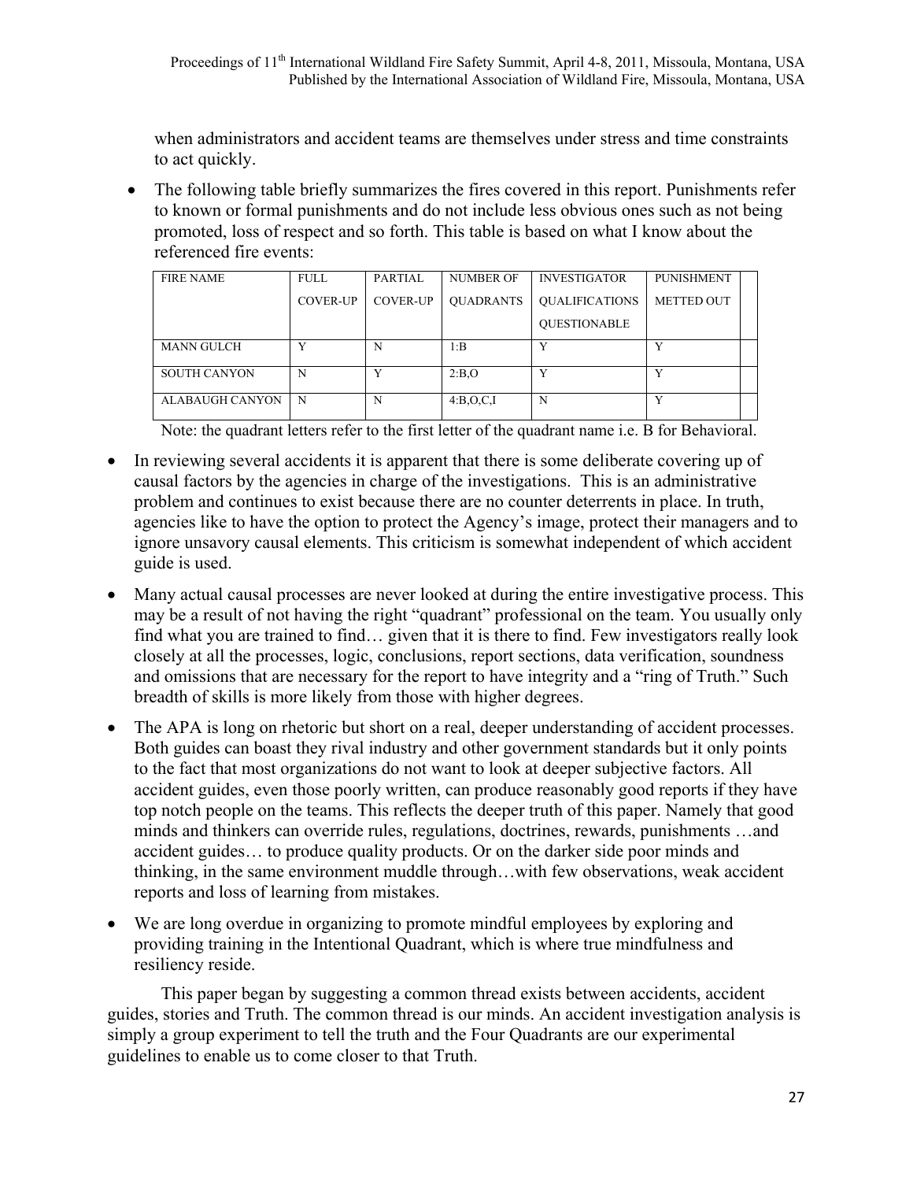when administrators and accident teams are themselves under stress and time constraints to act quickly.

- The following table briefly summarizes the fires covered in this report. Punishments refer to known or formal punishments and do not include less obvious ones such as not being promoted, loss of respect and so forth. This table is based on what I know about the referenced fire events:

| FIRE NAME | FULL COVER-UP | PARTIAL COVER-UP | NUMBER OF QUADRANTS | INVESTIGATOR QUALIFICATIONS QUESTIONABLE | PUNISHMENT METTED OUT |
|---|---|---|---|---|---|
| MANN GULCH | Y | N | 1:B | Y | Y |
| SOUTH CANYON | N | Y | 2:B,O | Y | Y |
| ALABAUGH CANYON | N | N | 4:B,O,C,I | N | Y |

Note: the quadrant letters refer to the first letter of the quadrant name i.e. B for Behavioral.

- In reviewing several accidents it is apparent that there is some deliberate covering up of causal factors by the agencies in charge of the investigations. This is an administrative problem and continues to exist because there are no counter deterrents in place. In truth, agencies like to have the option to protect the Agency's image, protect their managers and to ignore unsavory causal elements. This criticism is somewhat independent of which accident guide is used.
- Many actual causal processes are never looked at during the entire investigative process. This may be a result of not having the right "quadrant" professional on the team. You usually only find what you are trained to find… given that it is there to find. Few investigators really look closely at all the processes, logic, conclusions, report sections, data verification, soundness and omissions that are necessary for the report to have integrity and a "ring of Truth." Such breadth of skills is more likely from those with higher degrees.
- The APA is long on rhetoric but short on a real, deeper understanding of accident processes. Both guides can boast they rival industry and other government standards but it only points to the fact that most organizations do not want to look at deeper subjective factors. All accident guides, even those poorly written, can produce reasonably good reports if they have top notch people on the teams. This reflects the deeper truth of this paper. Namely that good minds and thinkers can override rules, regulations, doctrines, rewards, punishments …and accident guides… to produce quality products. Or on the darker side poor minds and thinking, in the same environment muddle through…with few observations, weak accident reports and loss of learning from mistakes.
- We are long overdue in organizing to promote mindful employees by exploring and providing training in the Intentional Quadrant, which is where true mindfulness and resiliency reside.

This paper began by suggesting a common thread exists between accidents, accident guides, stories and Truth. The common thread is our minds. An accident investigation analysis is simply a group experiment to tell the truth and the Four Quadrants are our experimental guidelines to enable us to come closer to that Truth.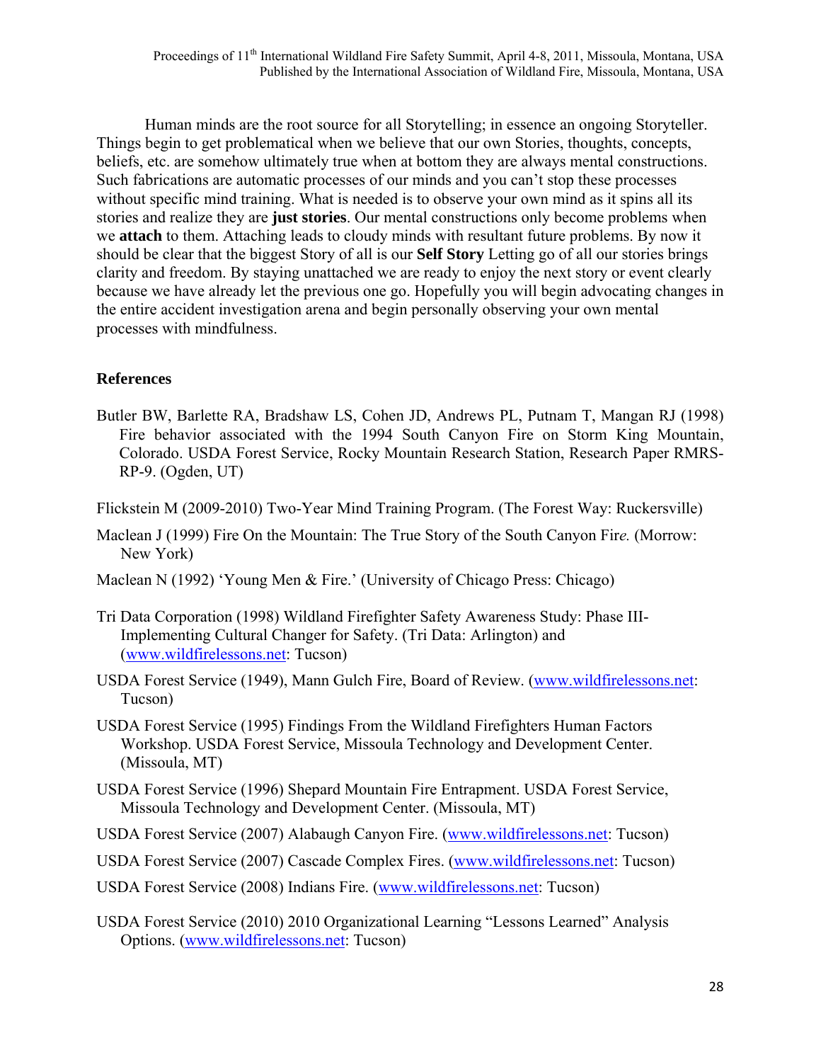Human minds are the root source for all Storytelling; in essence an ongoing Storyteller. Things begin to get problematical when we believe that our own Stories, thoughts, concepts, beliefs, etc. are somehow ultimately true when at bottom they are always mental constructions. Such fabrications are automatic processes of our minds and you can't stop these processes without specific mind training. What is needed is to observe your own mind as it spins all its stories and realize they are **just stories**. Our mental constructions only become problems when we **attach** to them. Attaching leads to cloudy minds with resultant future problems. By now it should be clear that the biggest Story of all is our **Self Story** Letting go of all our stories brings clarity and freedom. By staying unattached we are ready to enjoy the next story or event clearly because we have already let the previous one go. Hopefully you will begin advocating changes in the entire accident investigation arena and begin personally observing your own mental processes with mindfulness.

## References

Butler BW, Barlette RA, Bradshaw LS, Cohen JD, Andrews PL, Putnam T, Mangan RJ (1998) Fire behavior associated with the 1994 South Canyon Fire on Storm King Mountain, Colorado. USDA Forest Service, Rocky Mountain Research Station, Research Paper RMRS-RP-9. (Ogden, UT)

Flickstein M (2009-2010) Two-Year Mind Training Program. (The Forest Way: Ruckersville)

Maclean J (1999) Fire On the Mountain: The True Story of the South Canyon Fir*e.* (Morrow: New York)

Maclean N (1992) 'Young Men & Fire.' (University of Chicago Press: Chicago)

Tri Data Corporation (1998) Wildland Firefighter Safety Awareness Study: Phase III- Implementing Cultural Changer for Safety. (Tri Data: Arlington) and (www.wildfirelessons.net: Tucson)

USDA Forest Service (1949), Mann Gulch Fire, Board of Review. (www.wildfirelessons.net: Tucson)

USDA Forest Service (1995) Findings From the Wildland Firefighters Human Factors Workshop. USDA Forest Service, Missoula Technology and Development Center. (Missoula, MT)

USDA Forest Service (1996) Shepard Mountain Fire Entrapment. USDA Forest Service, Missoula Technology and Development Center. (Missoula, MT)

USDA Forest Service (2007) Alabaugh Canyon Fire. (www.wildfirelessons.net: Tucson)

USDA Forest Service (2007) Cascade Complex Fires. (www.wildfirelessons.net: Tucson)

USDA Forest Service (2008) Indians Fire. (www.wildfirelessons.net: Tucson)

USDA Forest Service (2010) 2010 Organizational Learning "Lessons Learned" Analysis Options. (www.wildfirelessons.net: Tucson)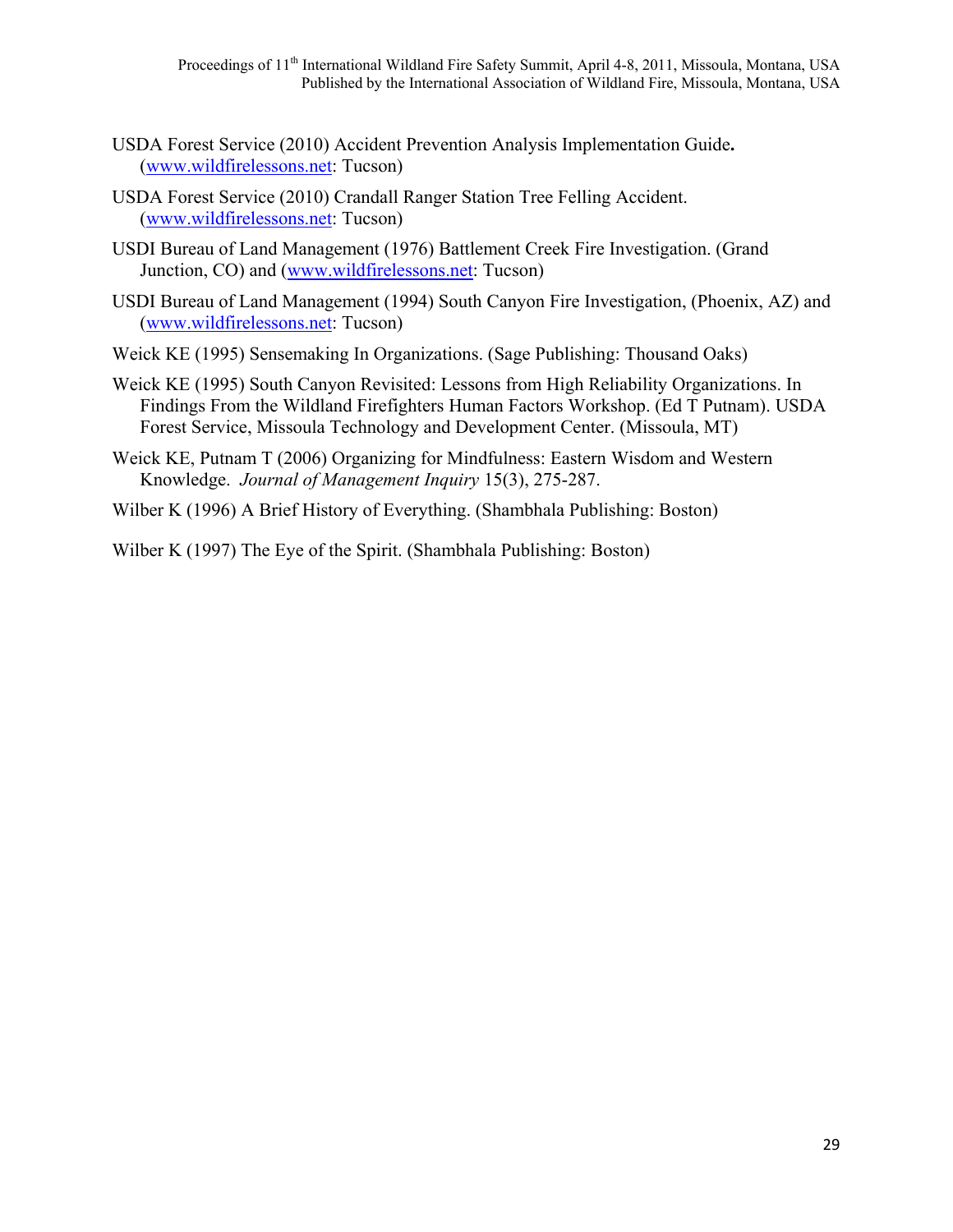USDA Forest Service (2010) Accident Prevention Analysis Implementation Guide**.** (www.wildfirelessons.net: Tucson)

USDA Forest Service (2010) Crandall Ranger Station Tree Felling Accident. (www.wildfirelessons.net: Tucson)

USDI Bureau of Land Management (1976) Battlement Creek Fire Investigation. (Grand Junction, CO) and (www.wildfirelessons.net: Tucson)

USDI Bureau of Land Management (1994) South Canyon Fire Investigation, (Phoenix, AZ) and (www.wildfirelessons.net: Tucson)

Weick KE (1995) Sensemaking In Organizations. (Sage Publishing: Thousand Oaks)

Weick KE (1995) South Canyon Revisited: Lessons from High Reliability Organizations. In Findings From the Wildland Firefighters Human Factors Workshop. (Ed T Putnam). USDA Forest Service, Missoula Technology and Development Center. (Missoula, MT)

Weick KE, Putnam T (2006) Organizing for Mindfulness: Eastern Wisdom and Western Knowledge. *Journal of Management Inquiry* 15(3), 275-287.

Wilber K (1996) A Brief History of Everything. (Shambhala Publishing: Boston)

Wilber K (1997) The Eye of the Spirit. (Shambhala Publishing: Boston)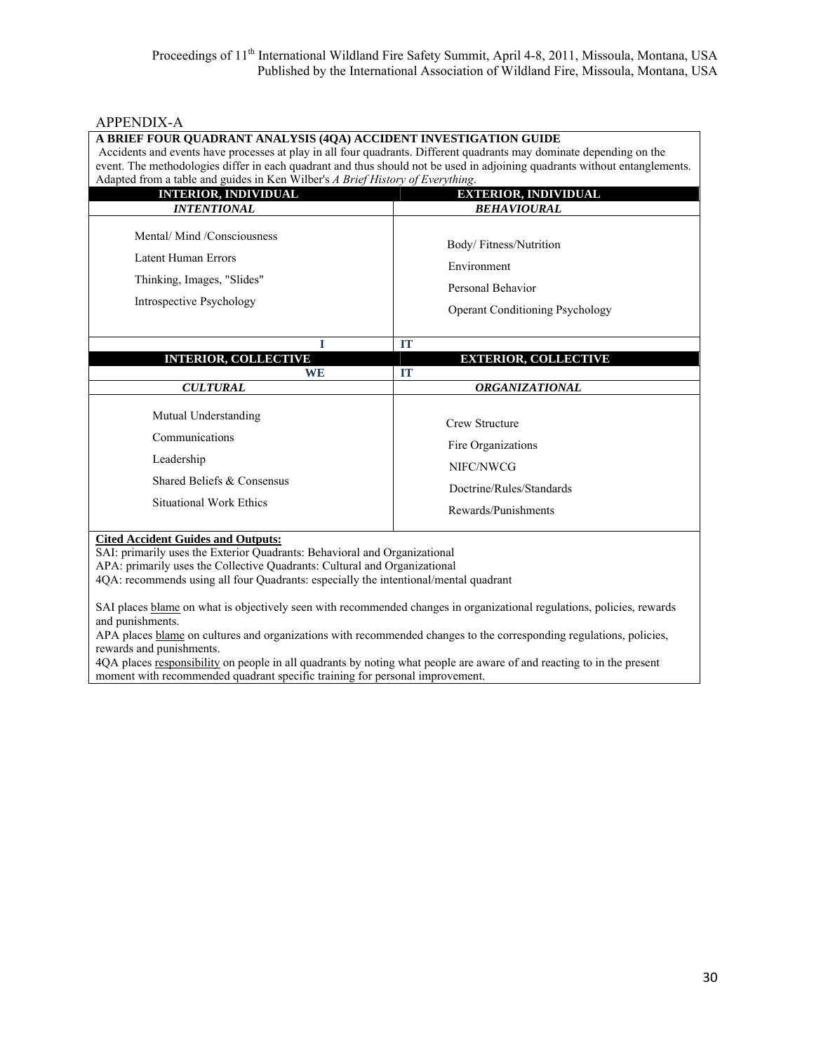APPENDIX-A

**A BRIEF FOUR QUADRANT ANALYSIS (4QA) ACCIDENT INVESTIGATION GUIDE**

Accidents and events have processes at play in all four quadrants. Different quadrants may dominate depending on the event. The methodologies differ in each quadrant and thus should not be used in adjoining quadrants without entanglements. Adapted from a table and guides in Ken Wilber's *A Brief History of Everything*.

| **INTERIOR, INDIVIDUAL** | **EXTERIOR, INDIVIDUAL** |
|---|---|
| ***INTENTIONAL*** | ***BEHAVIOURAL*** |
| Mental/ Mind /Consciousness<br>Latent Human Errors<br>Thinking, Images, "Slides"<br>Introspective Psychology | Body/ Fitness/Nutrition<br>Environment<br>Personal Behavior<br>Operant Conditioning Psychology |
| **I** | **IT** |
| **INTERIOR, COLLECTIVE** | **EXTERIOR, COLLECTIVE** |
| **WE** | **IT** |
| ***CULTURAL*** | ***ORGANIZATIONAL*** |
| Mutual Understanding<br>Communications<br>Leadership<br>Shared Beliefs & Consensus<br>Situational Work Ethics | Crew Structure<br>Fire Organizations<br>NIFC/NWCG<br>Doctrine/Rules/Standards<br>Rewards/Punishments |

**Cited Accident Guides and Outputs:**

SAI: primarily uses the Exterior Quadrants: Behavioral and Organizational
APA: primarily uses the Collective Quadrants: Cultural and Organizational
4QA: recommends using all four Quadrants: especially the intentional/mental quadrant

SAI places blame on what is objectively seen with recommended changes in organizational regulations, policies, rewards and punishments.
APA places blame on cultures and organizations with recommended changes to the corresponding regulations, policies, rewards and punishments.
4QA places responsibility on people in all quadrants by noting what people are aware of and reacting to in the present moment with recommended quadrant specific training for personal improvement.